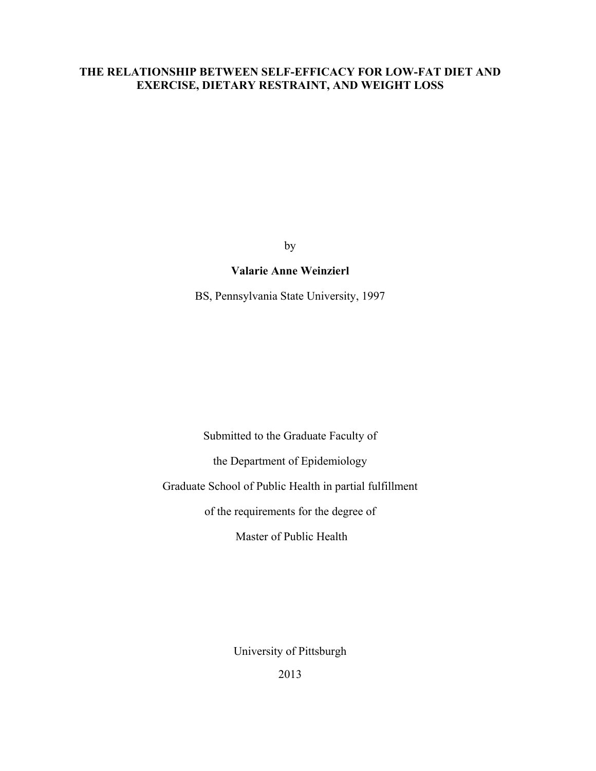# THE RELATIONSHIP BETWEEN SELF-EFFICACY FOR LOW-FAT DIET AND EXERCISE, DIETARY RESTRAINT, AND WEIGHT LOSS

by

**Valarie Anne Weinzierl**

BS, Pennsylvania State University, 1997

Submitted to the Graduate Faculty of

the Department of Epidemiology

Graduate School of Public Health in partial fulfillment

of the requirements for the degree of

Master of Public Health

University of Pittsburgh

2013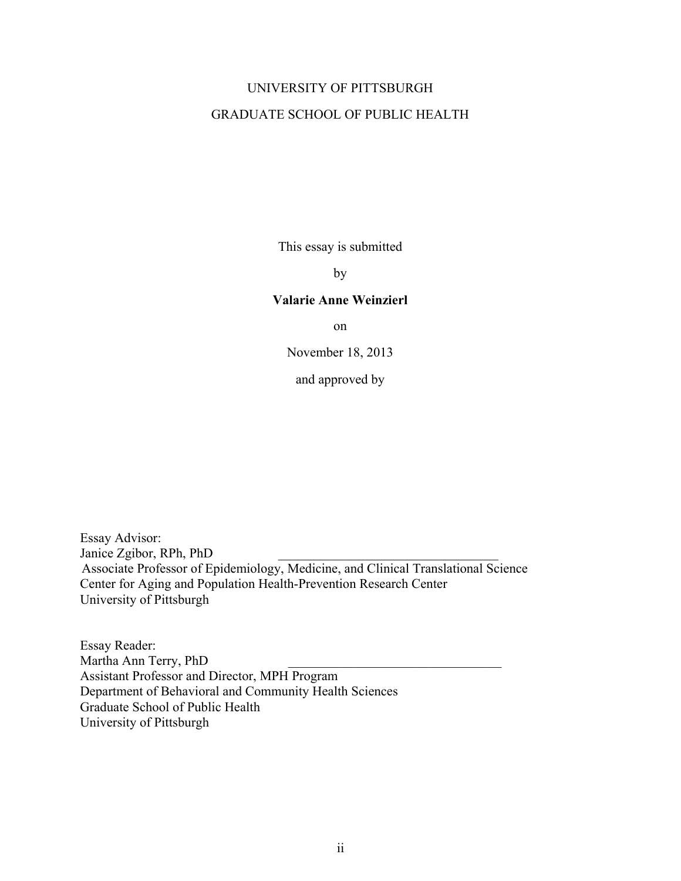UNIVERSITY OF PITTSBURGH

GRADUATE SCHOOL OF PUBLIC HEALTH

This essay is submitted

by

**Valarie Anne Weinzierl**

on

November 18, 2013

and approved by

Essay Advisor:
Janice Zgibor, RPh, PhD ________________________________
Associate Professor of Epidemiology, Medicine, and Clinical Translational Science
Center for Aging and Population Health-Prevention Research Center
University of Pittsburgh

Essay Reader:
Martha Ann Terry, PhD ________________________________
Assistant Professor and Director, MPH Program
Department of Behavioral and Community Health Sciences
Graduate School of Public Health
University of Pittsburgh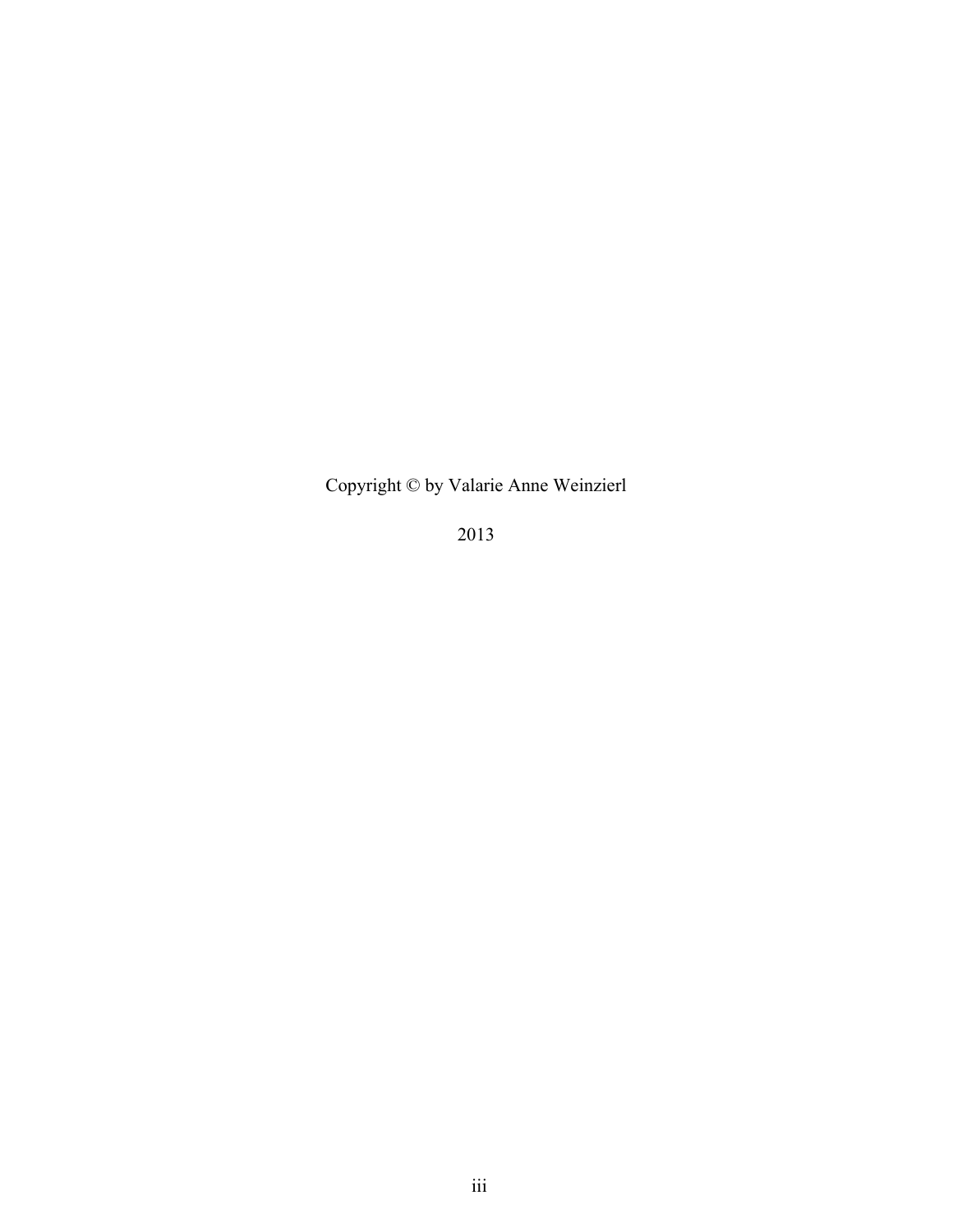Copyright © by Valarie Anne Weinzierl

2013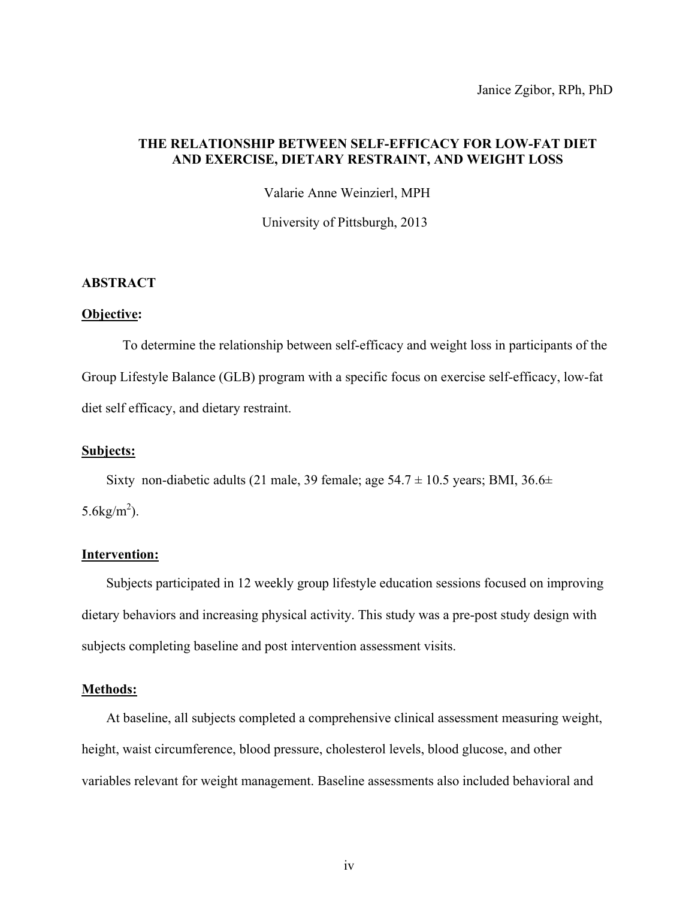Janice Zgibor, RPh, PhD

**THE RELATIONSHIP BETWEEN SELF-EFFICACY FOR LOW-FAT DIET AND EXERCISE, DIETARY RESTRAINT, AND WEIGHT LOSS**

Valarie Anne Weinzierl, MPH

University of Pittsburgh, 2013

**ABSTRACT**

**Objective:**

To determine the relationship between self-efficacy and weight loss in participants of the Group Lifestyle Balance (GLB) program with a specific focus on exercise self-efficacy, low-fat diet self efficacy, and dietary restraint.

**Subjects:**

Sixty non-diabetic adults (21 male, 39 female; age 54.7 ± 10.5 years; BMI, 36.6± 5.6kg/m$^2$).

**Intervention:**

Subjects participated in 12 weekly group lifestyle education sessions focused on improving dietary behaviors and increasing physical activity. This study was a pre-post study design with subjects completing baseline and post intervention assessment visits.

**Methods:**

At baseline, all subjects completed a comprehensive clinical assessment measuring weight, height, waist circumference, blood pressure, cholesterol levels, blood glucose, and other variables relevant for weight management. Baseline assessments also included behavioral and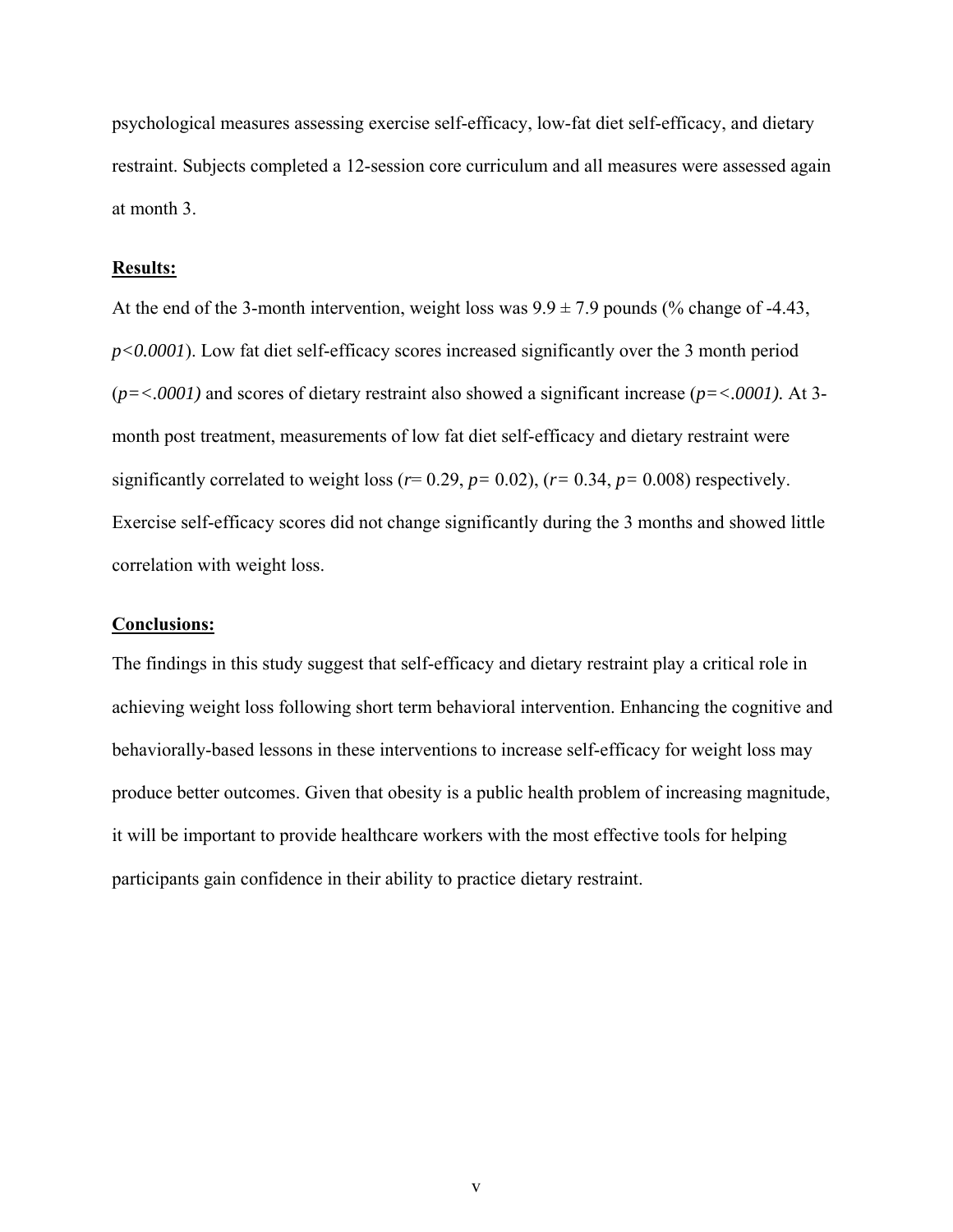psychological measures assessing exercise self-efficacy, low-fat diet self-efficacy, and dietary restraint. Subjects completed a 12-session core curriculum and all measures were assessed again at month 3.

**Results:**

At the end of the 3-month intervention, weight loss was $9.9 \pm 7.9$ pounds (% change of -4.43, $p<0.0001$). Low fat diet self-efficacy scores increased significantly over the 3 month period ($p=<.0001$) and scores of dietary restraint also showed a significant increase ($p=<.0001$). At 3-month post treatment, measurements of low fat diet self-efficacy and dietary restraint were significantly correlated to weight loss ($r= 0.29$, $p= 0.02$), ($r= 0.34$, $p= 0.008$) respectively. Exercise self-efficacy scores did not change significantly during the 3 months and showed little correlation with weight loss.

**Conclusions:**

The findings in this study suggest that self-efficacy and dietary restraint play a critical role in achieving weight loss following short term behavioral intervention. Enhancing the cognitive and behaviorally-based lessons in these interventions to increase self-efficacy for weight loss may produce better outcomes. Given that obesity is a public health problem of increasing magnitude, it will be important to provide healthcare workers with the most effective tools for helping participants gain confidence in their ability to practice dietary restraint.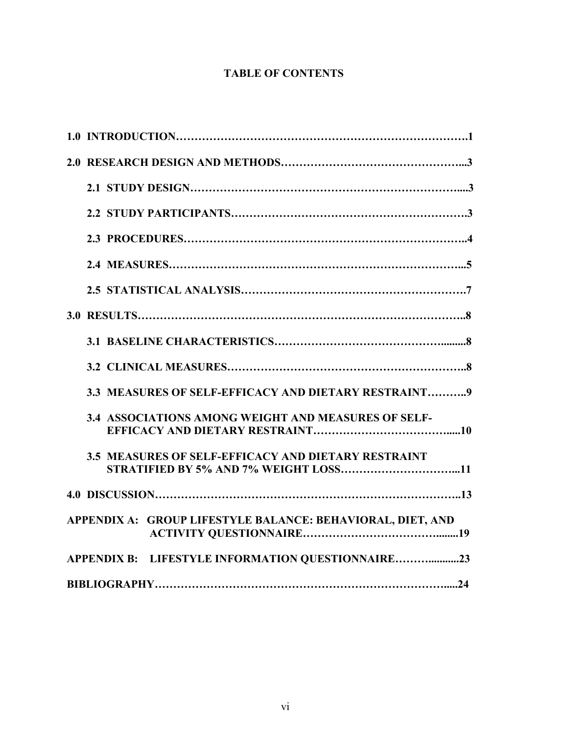# TABLE OF CONTENTS

**1.0 INTRODUCTION……………………………………………………………………….1**

**2.0 RESEARCH DESIGN AND METHODS………………………………………….....3**

**2.1 STUDY DESIGN……………………………………………………………....3**

**2.2 STUDY PARTICIPANTS……………………………………………………….3**

**2.3 PROCEDURES………………………………………………………………..4**

**2.4 MEASURES…………………………………………………………………...5**

**2.5 STATISTICAL ANALYSIS…………………………………………………….7**

**3.0 RESULTS………………………………………………………………………………..8**

**3.1 BASELINE CHARACTERISTICS……………………………………….........8**

**3.2 CLINICAL MEASURES………………………………………………………..8**

**3.3 MEASURES OF SELF-EFFICACY AND DIETARY RESTRAINT………..9**

**3.4 ASSOCIATIONS AMONG WEIGHT AND MEASURES OF SELF-EFFICACY AND DIETARY RESTRAINT……………………………….....10**

**3.5 MEASURES OF SELF-EFFICACY AND DIETARY RESTRAINT STRATIFIED BY 5% AND 7% WEIGHT LOSS…………………………...11**

**4.0 DISCUSSION…………………………………………………………………………..13**

**APPENDIX A: GROUP LIFESTYLE BALANCE: BEHAVIORAL, DIET, AND ACTIVITY QUESTIONNAIRE……………………………….......19**

**APPENDIX B: LIFESTYLE INFORMATION QUESTIONNAIRE……….........23**

**BIBLIOGRAPHY……………………………………………………………………......24**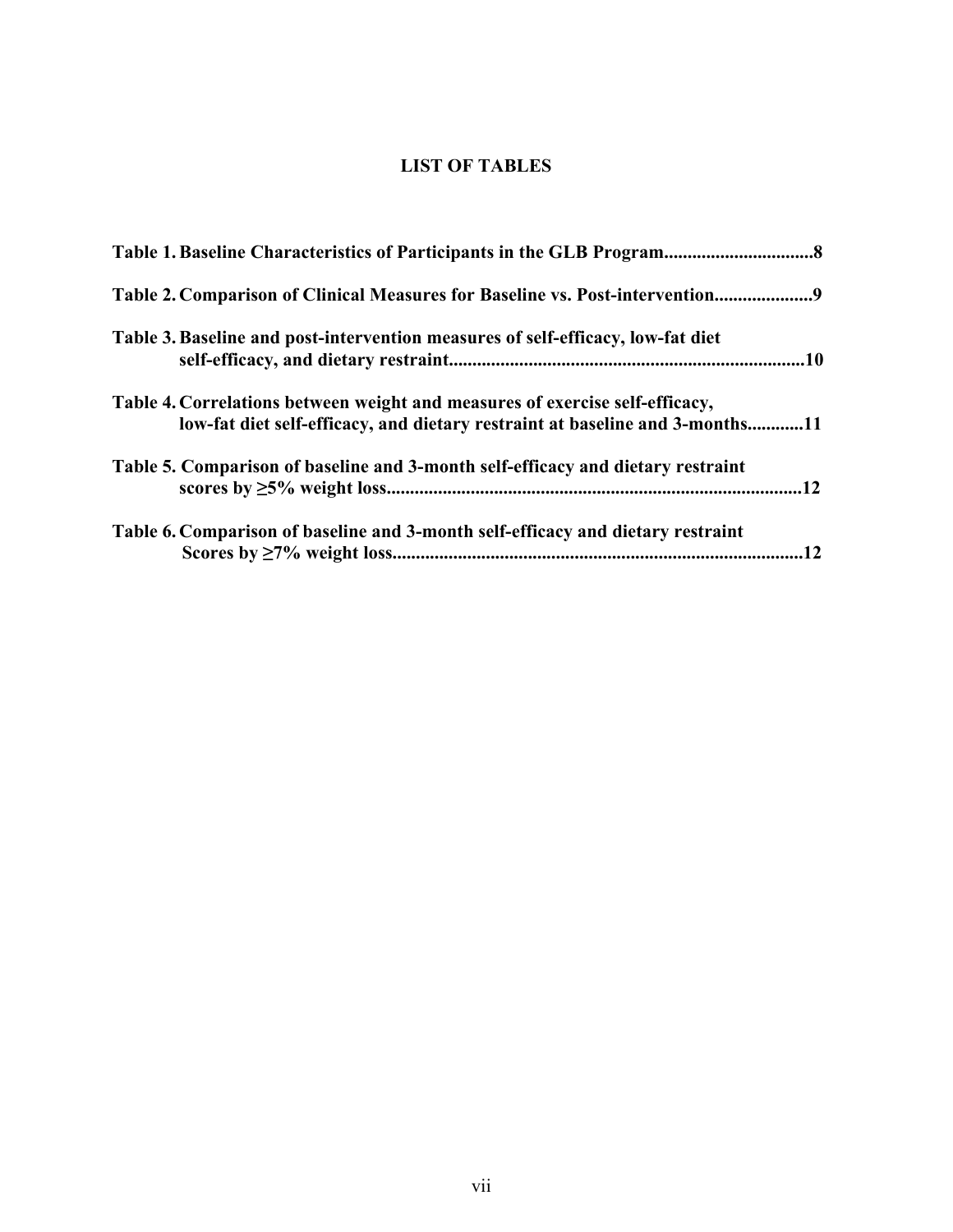# LIST OF TABLES

**Table 1. Baseline Characteristics of Participants in the GLB Program................................8**

**Table 2. Comparison of Clinical Measures for Baseline vs. Post-intervention....................9**

**Table 3. Baseline and post-intervention measures of self-efficacy, low-fat diet self-efficacy, and dietary restraint...........................................................................10**

**Table 4. Correlations between weight and measures of exercise self-efficacy, low-fat diet self-efficacy, and dietary restraint at baseline and 3-months............11**

**Table 5. Comparison of baseline and 3-month self-efficacy and dietary restraint scores by ≥5% weight loss.........................................................................................12**

**Table 6. Comparison of baseline and 3-month self-efficacy and dietary restraint Scores by ≥7% weight loss.......................................................................................12**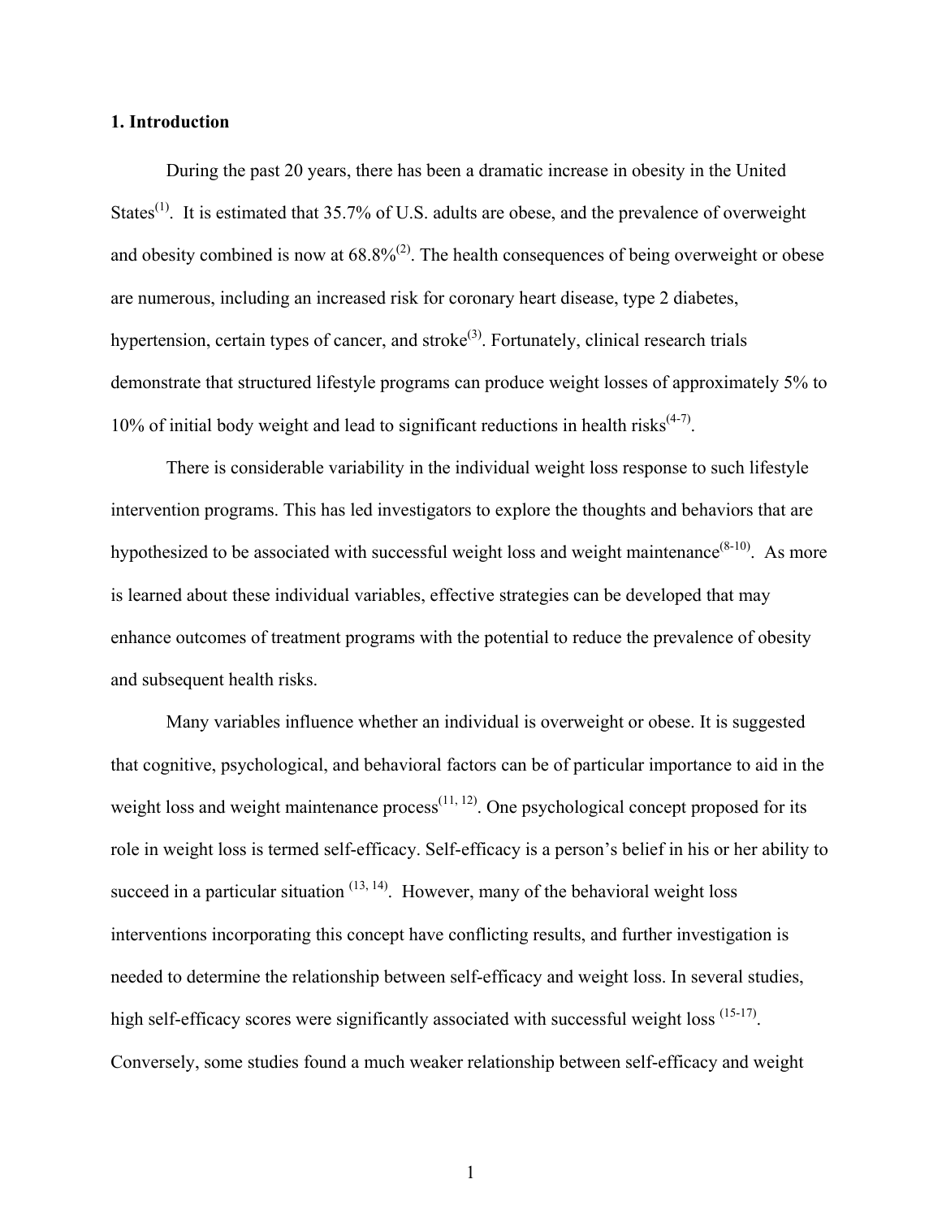## 1. Introduction

During the past 20 years, there has been a dramatic increase in obesity in the United States[1]. It is estimated that 35.7% of U.S. adults are obese, and the prevalence of overweight and obesity combined is now at 68.8%[2]. The health consequences of being overweight or obese are numerous, including an increased risk for coronary heart disease, type 2 diabetes, hypertension, certain types of cancer, and stroke[3]. Fortunately, clinical research trials demonstrate that structured lifestyle programs can produce weight losses of approximately 5% to 10% of initial body weight and lead to significant reductions in health risks[4-7].

There is considerable variability in the individual weight loss response to such lifestyle intervention programs. This has led investigators to explore the thoughts and behaviors that are hypothesized to be associated with successful weight loss and weight maintenance[8-10]. As more is learned about these individual variables, effective strategies can be developed that may enhance outcomes of treatment programs with the potential to reduce the prevalence of obesity and subsequent health risks.

Many variables influence whether an individual is overweight or obese. It is suggested that cognitive, psychological, and behavioral factors can be of particular importance to aid in the weight loss and weight maintenance process[11, 12]. One psychological concept proposed for its role in weight loss is termed self-efficacy. Self-efficacy is a person's belief in his or her ability to succeed in a particular situation [13, 14]. However, many of the behavioral weight loss interventions incorporating this concept have conflicting results, and further investigation is needed to determine the relationship between self-efficacy and weight loss. In several studies, high self-efficacy scores were significantly associated with successful weight loss [15-17]. Conversely, some studies found a much weaker relationship between self-efficacy and weight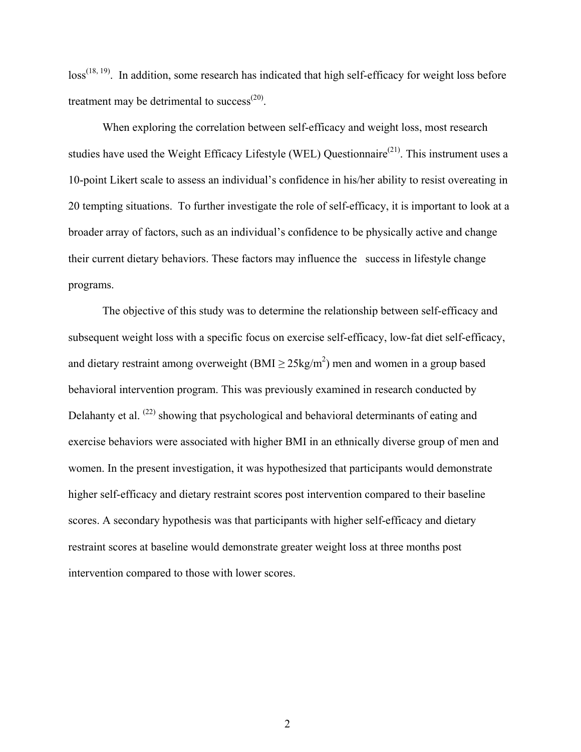loss[18, 19]. In addition, some research has indicated that high self-efficacy for weight loss before treatment may be detrimental to success[20].

When exploring the correlation between self-efficacy and weight loss, most research studies have used the Weight Efficacy Lifestyle (WEL) Questionnaire[21]. This instrument uses a 10-point Likert scale to assess an individual's confidence in his/her ability to resist overeating in 20 tempting situations. To further investigate the role of self-efficacy, it is important to look at a broader array of factors, such as an individual's confidence to be physically active and change their current dietary behaviors. These factors may influence the success in lifestyle change programs.

The objective of this study was to determine the relationship between self-efficacy and subsequent weight loss with a specific focus on exercise self-efficacy, low-fat diet self-efficacy, and dietary restraint among overweight (BMI $\geq 25\text{kg/m}^2$) men and women in a group based behavioral intervention program. This was previously examined in research conducted by Delahanty et al. [22] showing that psychological and behavioral determinants of eating and exercise behaviors were associated with higher BMI in an ethnically diverse group of men and women. In the present investigation, it was hypothesized that participants would demonstrate higher self-efficacy and dietary restraint scores post intervention compared to their baseline scores. A secondary hypothesis was that participants with higher self-efficacy and dietary restraint scores at baseline would demonstrate greater weight loss at three months post intervention compared to those with lower scores.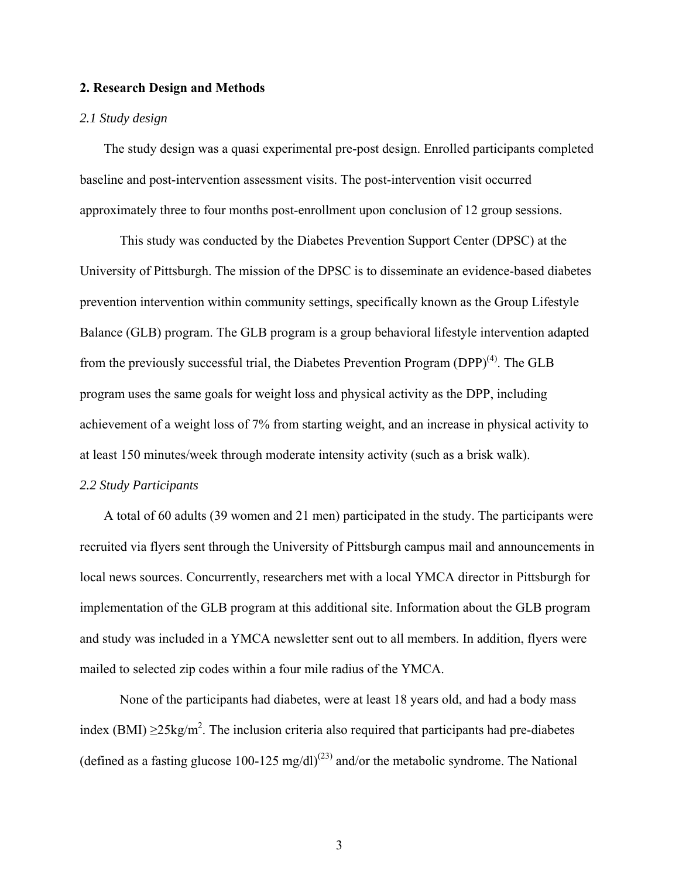## 2. Research Design and Methods

### *2.1 Study design*

The study design was a quasi experimental pre-post design. Enrolled participants completed baseline and post-intervention assessment visits. The post-intervention visit occurred approximately three to four months post-enrollment upon conclusion of 12 group sessions.

This study was conducted by the Diabetes Prevention Support Center (DPSC) at the University of Pittsburgh. The mission of the DPSC is to disseminate an evidence-based diabetes prevention intervention within community settings, specifically known as the Group Lifestyle Balance (GLB) program. The GLB program is a group behavioral lifestyle intervention adapted from the previously successful trial, the Diabetes Prevention Program (DPP)[(4)]. The GLB program uses the same goals for weight loss and physical activity as the DPP, including achievement of a weight loss of 7% from starting weight, and an increase in physical activity to at least 150 minutes/week through moderate intensity activity (such as a brisk walk).

### *2.2 Study Participants*

A total of 60 adults (39 women and 21 men) participated in the study. The participants were recruited via flyers sent through the University of Pittsburgh campus mail and announcements in local news sources. Concurrently, researchers met with a local YMCA director in Pittsburgh for implementation of the GLB program at this additional site. Information about the GLB program and study was included in a YMCA newsletter sent out to all members. In addition, flyers were mailed to selected zip codes within a four mile radius of the YMCA.

None of the participants had diabetes, were at least 18 years old, and had a body mass index (BMI) $\geq$25kg/m$^2$. The inclusion criteria also required that participants had pre-diabetes (defined as a fasting glucose 100-125 mg/dl)[(23)] and/or the metabolic syndrome. The National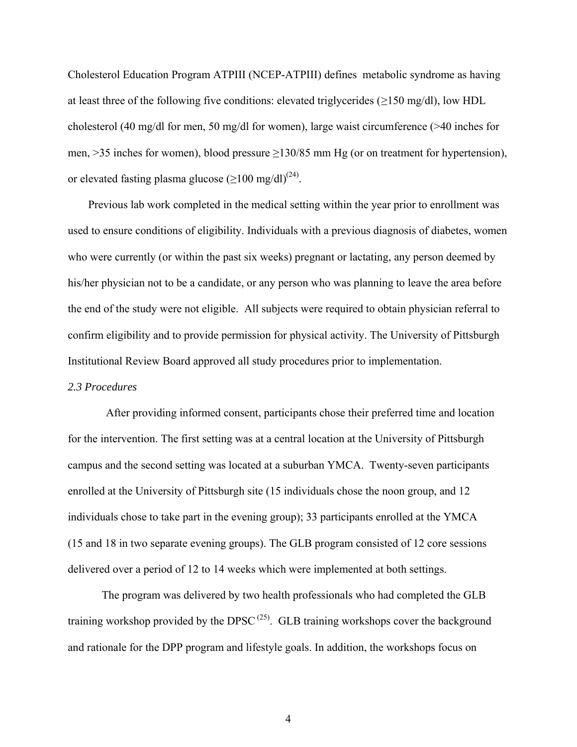Cholesterol Education Program ATPIII (NCEP-ATPIII) defines metabolic syndrome as having at least three of the following five conditions: elevated triglycerides (≥150 mg/dl), low HDL cholesterol (40 mg/dl for men, 50 mg/dl for women), large waist circumference (>40 inches for men, >35 inches for women), blood pressure ≥130/85 mm Hg (or on treatment for hypertension), or elevated fasting plasma glucose (≥100 mg/dl)[24].

Previous lab work completed in the medical setting within the year prior to enrollment was used to ensure conditions of eligibility. Individuals with a previous diagnosis of diabetes, women who were currently (or within the past six weeks) pregnant or lactating, any person deemed by his/her physician not to be a candidate, or any person who was planning to leave the area before the end of the study were not eligible. All subjects were required to obtain physician referral to confirm eligibility and to provide permission for physical activity. The University of Pittsburgh Institutional Review Board approved all study procedures prior to implementation.

*2.3 Procedures*

After providing informed consent, participants chose their preferred time and location for the intervention. The first setting was at a central location at the University of Pittsburgh campus and the second setting was located at a suburban YMCA. Twenty-seven participants enrolled at the University of Pittsburgh site (15 individuals chose the noon group, and 12 individuals chose to take part in the evening group); 33 participants enrolled at the YMCA (15 and 18 in two separate evening groups). The GLB program consisted of 12 core sessions delivered over a period of 12 to 14 weeks which were implemented at both settings.

The program was delivered by two health professionals who had completed the GLB training workshop provided by the DPSC [25]. GLB training workshops cover the background and rationale for the DPP program and lifestyle goals. In addition, the workshops focus on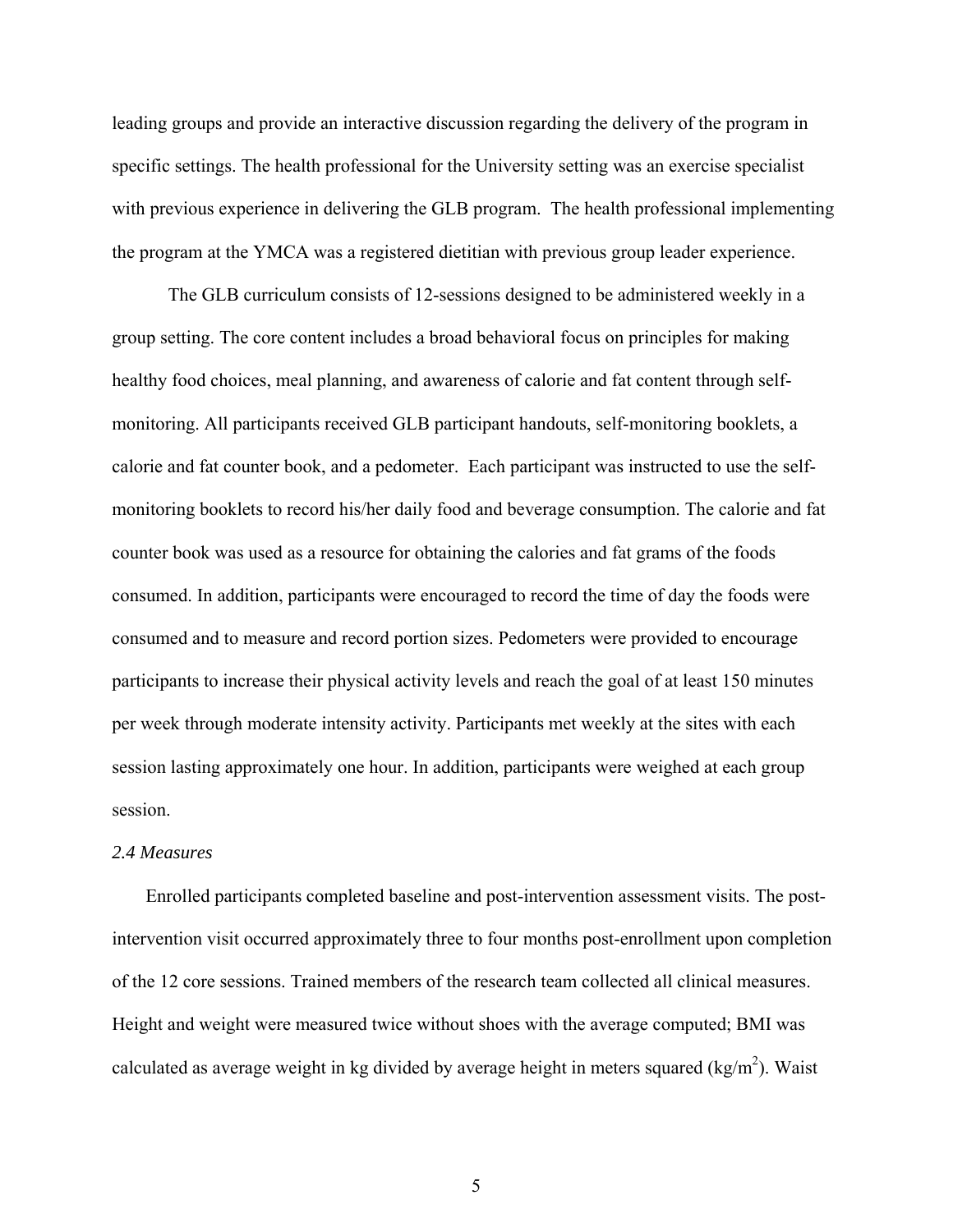leading groups and provide an interactive discussion regarding the delivery of the program in specific settings. The health professional for the University setting was an exercise specialist with previous experience in delivering the GLB program. The health professional implementing the program at the YMCA was a registered dietitian with previous group leader experience.

The GLB curriculum consists of 12-sessions designed to be administered weekly in a group setting. The core content includes a broad behavioral focus on principles for making healthy food choices, meal planning, and awareness of calorie and fat content through self-monitoring. All participants received GLB participant handouts, self-monitoring booklets, a calorie and fat counter book, and a pedometer. Each participant was instructed to use the self-monitoring booklets to record his/her daily food and beverage consumption. The calorie and fat counter book was used as a resource for obtaining the calories and fat grams of the foods consumed. In addition, participants were encouraged to record the time of day the foods were consumed and to measure and record portion sizes. Pedometers were provided to encourage participants to increase their physical activity levels and reach the goal of at least 150 minutes per week through moderate intensity activity. Participants met weekly at the sites with each session lasting approximately one hour. In addition, participants were weighed at each group session.

### *2.4 Measures*

Enrolled participants completed baseline and post-intervention assessment visits. The post-intervention visit occurred approximately three to four months post-enrollment upon completion of the 12 core sessions. Trained members of the research team collected all clinical measures. Height and weight were measured twice without shoes with the average computed; BMI was calculated as average weight in kg divided by average height in meters squared ($kg/m^2$). Waist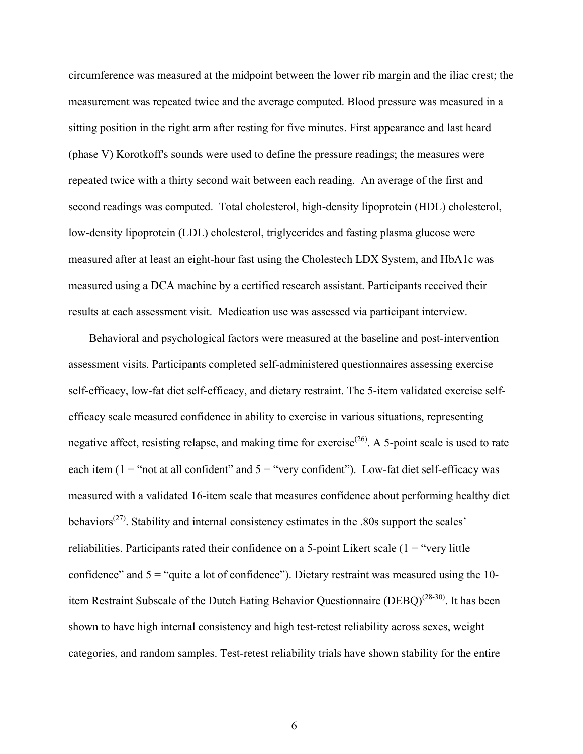circumference was measured at the midpoint between the lower rib margin and the iliac crest; the measurement was repeated twice and the average computed. Blood pressure was measured in a sitting position in the right arm after resting for five minutes. First appearance and last heard (phase V) Korotkoff's sounds were used to define the pressure readings; the measures were repeated twice with a thirty second wait between each reading. An average of the first and second readings was computed. Total cholesterol, high-density lipoprotein (HDL) cholesterol, low-density lipoprotein (LDL) cholesterol, triglycerides and fasting plasma glucose were measured after at least an eight-hour fast using the Cholestech LDX System, and HbA1c was measured using a DCA machine by a certified research assistant. Participants received their results at each assessment visit. Medication use was assessed via participant interview.

Behavioral and psychological factors were measured at the baseline and post-intervention assessment visits. Participants completed self-administered questionnaires assessing exercise self-efficacy, low-fat diet self-efficacy, and dietary restraint. The 5-item validated exercise self-efficacy scale measured confidence in ability to exercise in various situations, representing negative affect, resisting relapse, and making time for exercise[26]. A 5-point scale is used to rate each item (1 = "not at all confident" and 5 = "very confident"). Low-fat diet self-efficacy was measured with a validated 16-item scale that measures confidence about performing healthy diet behaviors[27]. Stability and internal consistency estimates in the .80s support the scales' reliabilities. Participants rated their confidence on a 5-point Likert scale (1 = "very little confidence" and 5 = "quite a lot of confidence"). Dietary restraint was measured using the 10-item Restraint Subscale of the Dutch Eating Behavior Questionnaire (DEBQ)[28-30]. It has been shown to have high internal consistency and high test-retest reliability across sexes, weight categories, and random samples. Test-retest reliability trials have shown stability for the entire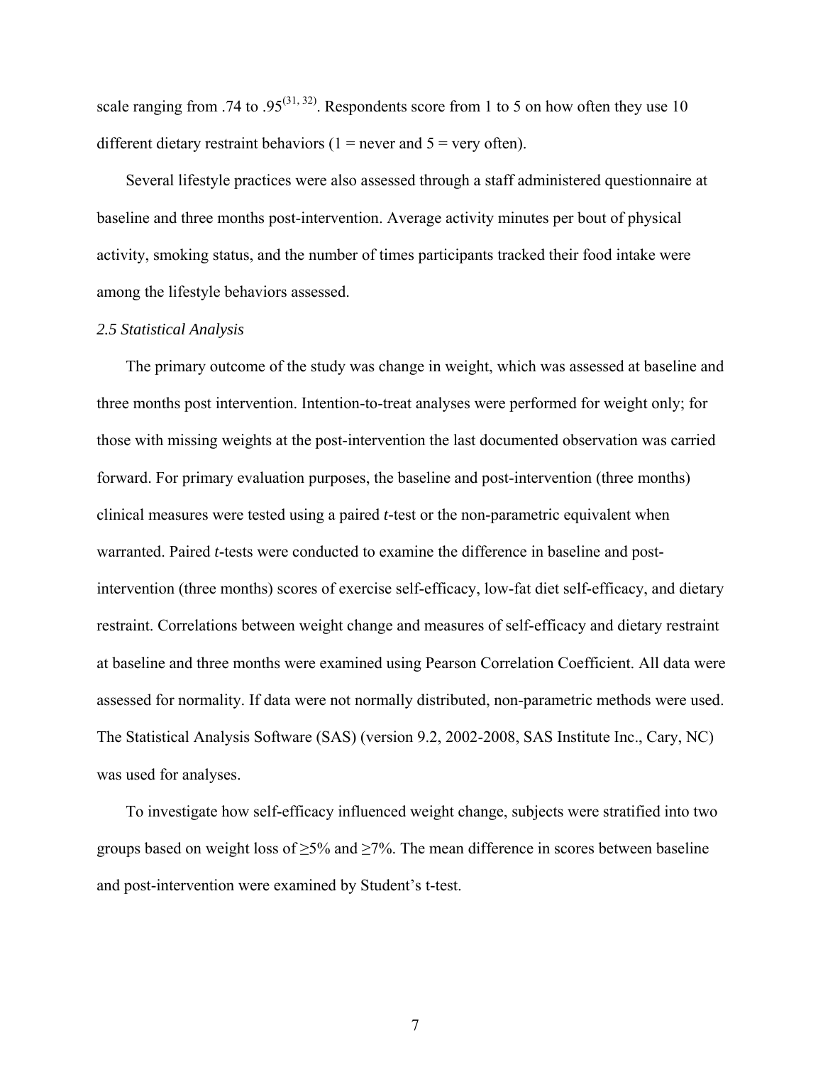scale ranging from .74 to .95[31, 32]. Respondents score from 1 to 5 on how often they use 10 different dietary restraint behaviors (1 = never and 5 = very often).

Several lifestyle practices were also assessed through a staff administered questionnaire at baseline and three months post-intervention. Average activity minutes per bout of physical activity, smoking status, and the number of times participants tracked their food intake were among the lifestyle behaviors assessed.

*2.5 Statistical Analysis*

The primary outcome of the study was change in weight, which was assessed at baseline and three months post intervention. Intention-to-treat analyses were performed for weight only; for those with missing weights at the post-intervention the last documented observation was carried forward. For primary evaluation purposes, the baseline and post-intervention (three months) clinical measures were tested using a paired *t*-test or the non-parametric equivalent when warranted. Paired *t*-tests were conducted to examine the difference in baseline and post-intervention (three months) scores of exercise self-efficacy, low-fat diet self-efficacy, and dietary restraint. Correlations between weight change and measures of self-efficacy and dietary restraint at baseline and three months were examined using Pearson Correlation Coefficient. All data were assessed for normality. If data were not normally distributed, non-parametric methods were used. The Statistical Analysis Software (SAS) (version 9.2, 2002-2008, SAS Institute Inc., Cary, NC) was used for analyses.

To investigate how self-efficacy influenced weight change, subjects were stratified into two groups based on weight loss of ≥5% and ≥7%. The mean difference in scores between baseline and post-intervention were examined by Student's t-test.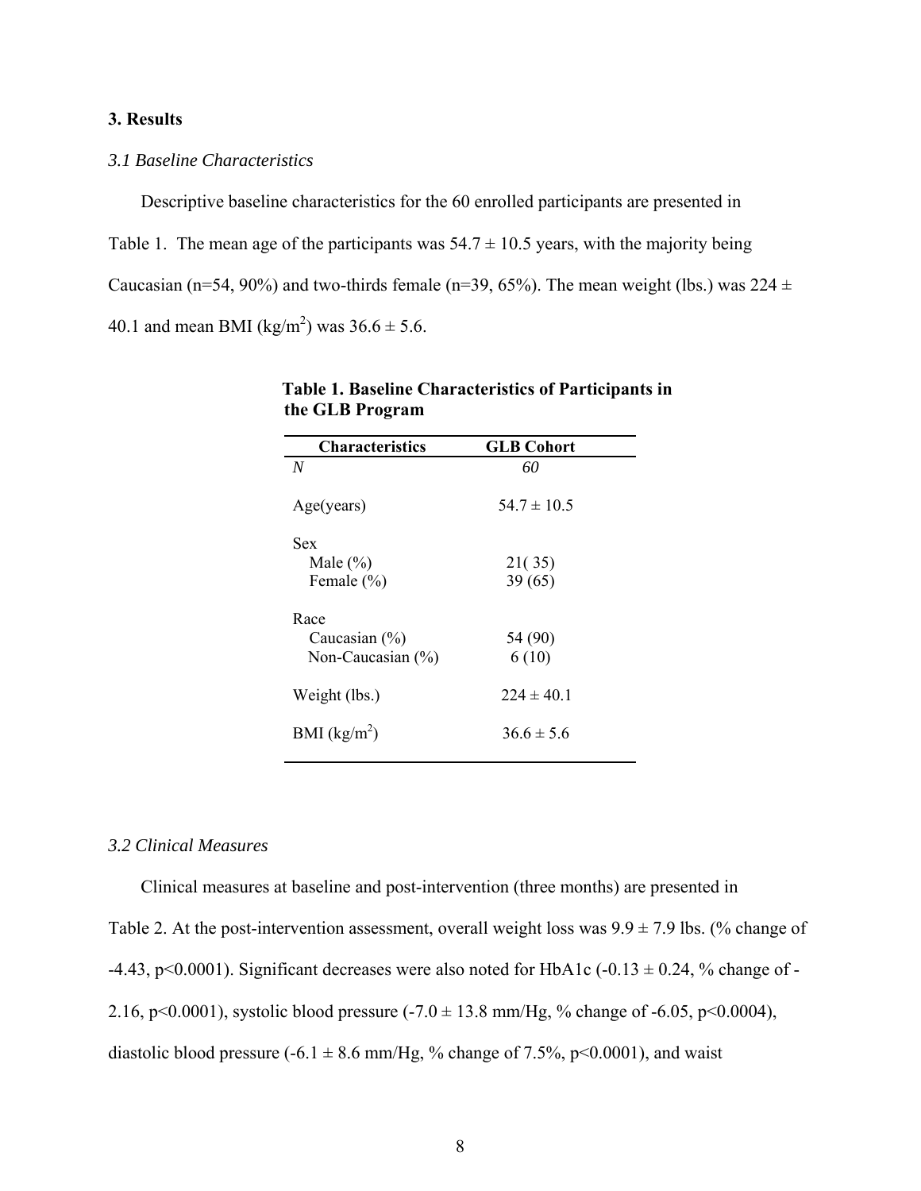## 3. Results

### *3.1 Baseline Characteristics*

Descriptive baseline characteristics for the 60 enrolled participants are presented in Table 1. The mean age of the participants was 54.7 ± 10.5 years, with the majority being Caucasian (n=54, 90%) and two-thirds female (n=39, 65%). The mean weight (lbs.) was 224 ± 40.1 and mean BMI (kg/m$^2$) was 36.6 ± 5.6.

**Table 1. Baseline Characteristics of Participants in the GLB Program**

| Characteristics | GLB Cohort |
|---|---|
| *N* | *60* |
| Age(years) | 54.7 ± 10.5 |
| Sex | |
| Male (%) | 21( 35) |
| Female (%) | 39 (65) |
| Race | |
| Caucasian (%) | 54 (90) |
| Non-Caucasian (%) | 6 (10) |
| Weight (lbs.) | 224 ± 40.1 |
| BMI (kg/m$^2$) | 36.6 ± 5.6 |

### *3.2 Clinical Measures*

Clinical measures at baseline and post-intervention (three months) are presented in Table 2. At the post-intervention assessment, overall weight loss was 9.9 ± 7.9 lbs. (% change of -4.43, $p<0.0001$). Significant decreases were also noted for HbA1c (-0.13 ± 0.24, % change of -2.16, $p<0.0001$), systolic blood pressure (-7.0 ± 13.8 mm/Hg, % change of -6.05, $p<0.0004$), diastolic blood pressure (-6.1 ± 8.6 mm/Hg, % change of 7.5%, $p<0.0001$), and waist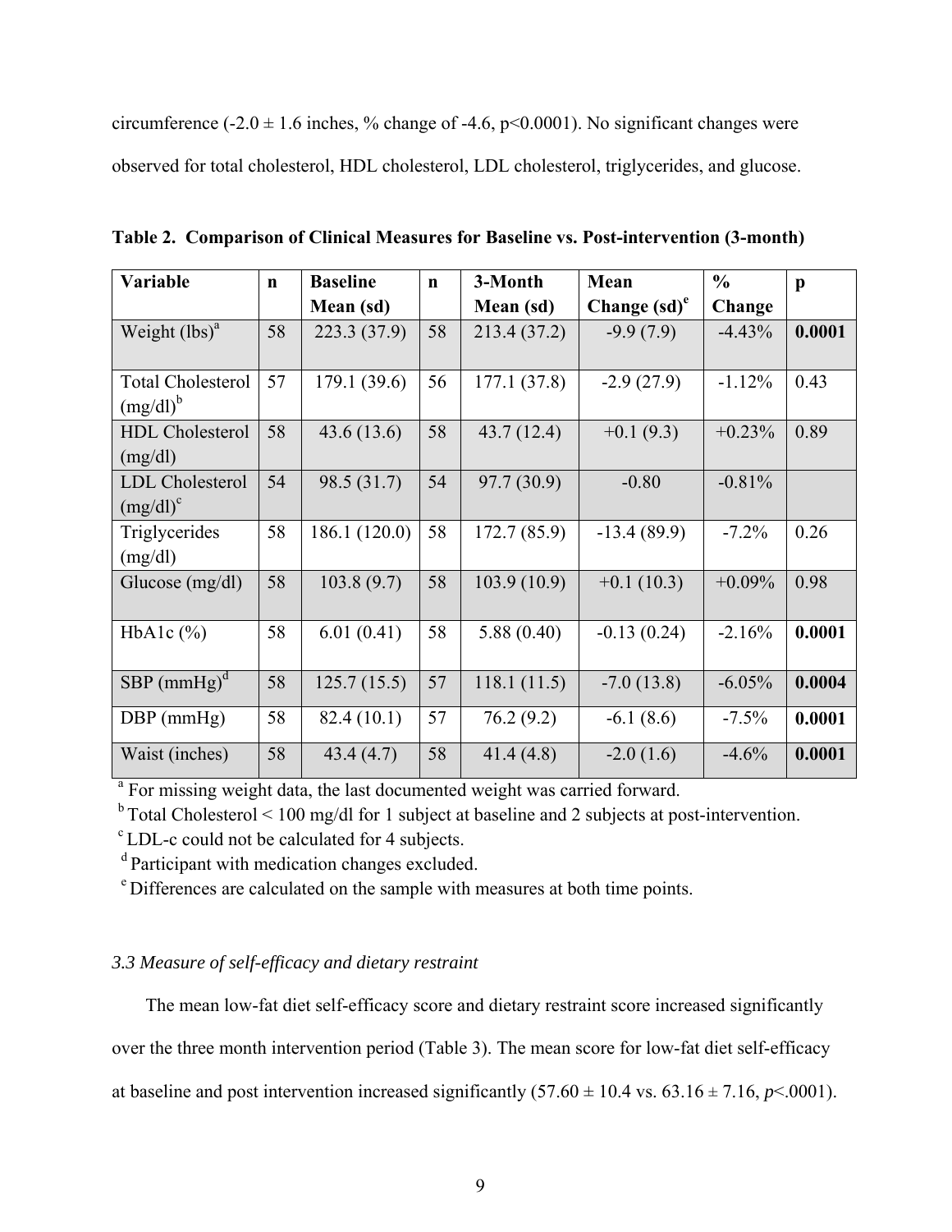circumference (-2.0 ± 1.6 inches, % change of -4.6, p<0.0001). No significant changes were observed for total cholesterol, HDL cholesterol, LDL cholesterol, triglycerides, and glucose.

**Table 2. Comparison of Clinical Measures for Baseline vs. Post-intervention (3-month)**

| Variable | n | Baseline Mean (sd) | n | 3-Month Mean (sd) | Mean Change (sd)[e] | % Change | p |
|---|---|---|---|---|---|---|---|
| Weight (lbs)[a] | 58 | 223.3 (37.9) | 58 | 213.4 (37.2) | -9.9 (7.9) | -4.43% | **0.0001** |
| Total Cholesterol (mg/dl)[b] | 57 | 179.1 (39.6) | 56 | 177.1 (37.8) | -2.9 (27.9) | -1.12% | 0.43 |
| HDL Cholesterol (mg/dl) | 58 | 43.6 (13.6) | 58 | 43.7 (12.4) | +0.1 (9.3) | +0.23% | 0.89 |
| LDL Cholesterol (mg/dl)[c] | 54 | 98.5 (31.7) | 54 | 97.7 (30.9) | -0.80 | -0.81% | |
| Triglycerides (mg/dl) | 58 | 186.1 (120.0) | 58 | 172.7 (85.9) | -13.4 (89.9) | -7.2% | 0.26 |
| Glucose (mg/dl) | 58 | 103.8 (9.7) | 58 | 103.9 (10.9) | +0.1 (10.3) | +0.09% | 0.98 |
| HbA1c (%) | 58 | 6.01 (0.41) | 58 | 5.88 (0.40) | -0.13 (0.24) | -2.16% | **0.0001** |
| SBP (mmHg)[d] | 58 | 125.7 (15.5) | 57 | 118.1 (11.5) | -7.0 (13.8) | -6.05% | **0.0004** |
| DBP (mmHg) | 58 | 82.4 (10.1) | 57 | 76.2 (9.2) | -6.1 (8.6) | -7.5% | **0.0001** |
| Waist (inches) | 58 | 43.4 (4.7) | 58 | 41.4 (4.8) | -2.0 (1.6) | -4.6% | **0.0001** |

[a] For missing weight data, the last documented weight was carried forward.
[b] Total Cholesterol < 100 mg/dl for 1 subject at baseline and 2 subjects at post-intervention.
[c] LDL-c could not be calculated for 4 subjects.
[d] Participant with medication changes excluded.
[e] Differences are calculated on the sample with measures at both time points.

### *3.3 Measure of self-efficacy and dietary restraint*

The mean low-fat diet self-efficacy score and dietary restraint score increased significantly over the three month intervention period (Table 3). The mean score for low-fat diet self-efficacy at baseline and post intervention increased significantly (57.60 ± 10.4 vs. 63.16 ± 7.16, *p*<.0001).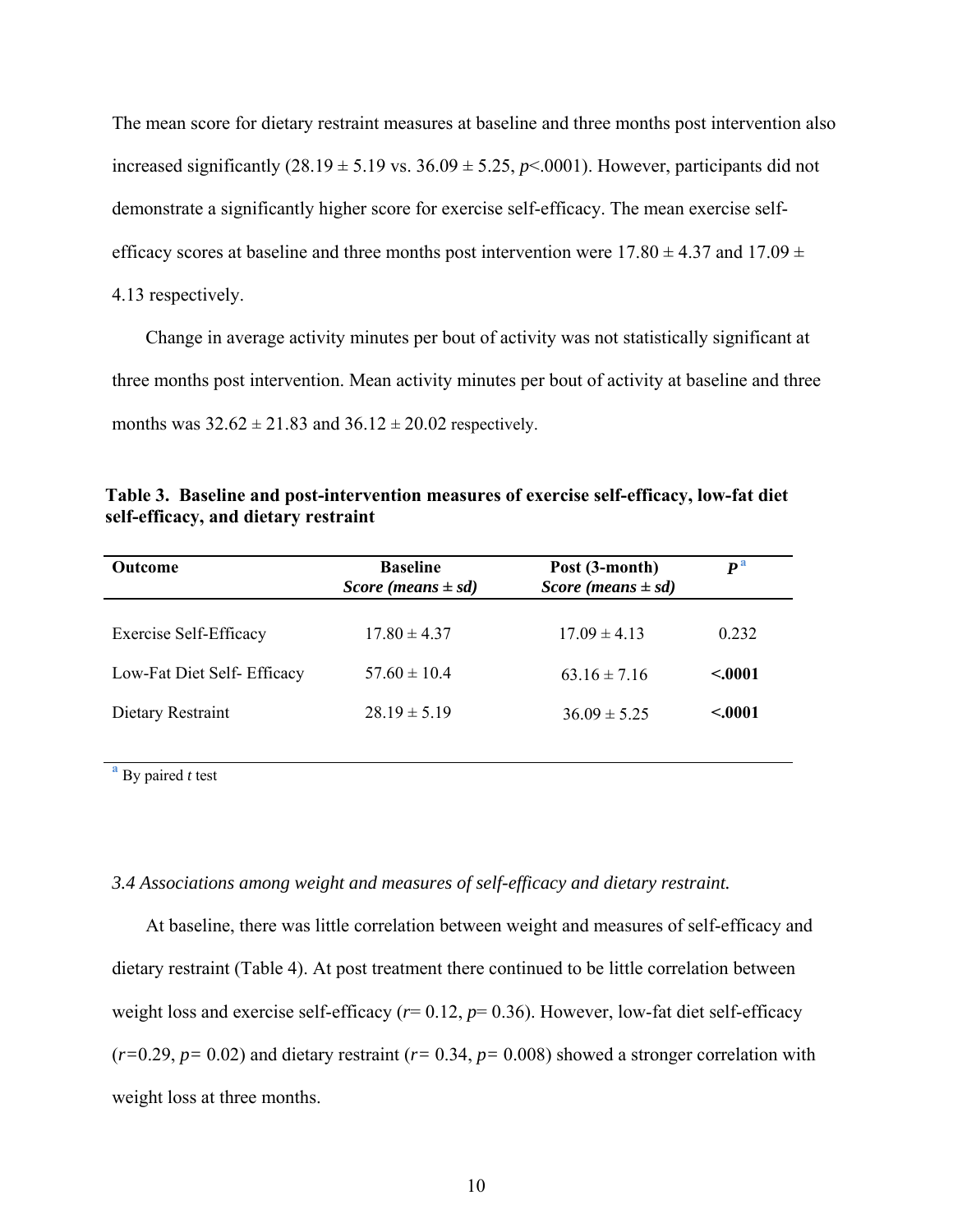The mean score for dietary restraint measures at baseline and three months post intervention also increased significantly (28.19 ± 5.19 vs. 36.09 ± 5.25, $p$<.0001). However, participants did not demonstrate a significantly higher score for exercise self-efficacy. The mean exercise self-efficacy scores at baseline and three months post intervention were 17.80 ± 4.37 and 17.09 ± 4.13 respectively.

Change in average activity minutes per bout of activity was not statistically significant at three months post intervention. Mean activity minutes per bout of activity at baseline and three months was 32.62 ± 21.83 and 36.12 ± 20.02 respectively.

**Table 3. Baseline and post-intervention measures of exercise self-efficacy, low-fat diet self-efficacy, and dietary restraint**

| Outcome | Baseline *Score (means ± sd)* | Post (3-month) *Score (means ± sd)* | *P* [a] |
|---|---|---|---|
| Exercise Self-Efficacy | 17.80 ± 4.37 | 17.09 ± 4.13 | 0.232 |
| Low-Fat Diet Self- Efficacy | 57.60 ± 10.4 | 63.16 ± 7.16 | **<.0001** |
| Dietary Restraint | 28.19 ± 5.19 | 36.09 ± 5.25 | **<.0001** |

[a] By paired *t* test

*3.4 Associations among weight and measures of self-efficacy and dietary restraint.*

At baseline, there was little correlation between weight and measures of self-efficacy and dietary restraint (Table 4). At post treatment there continued to be little correlation between weight loss and exercise self-efficacy ($r$= 0.12, $p$= 0.36). However, low-fat diet self-efficacy ($r$=0.29, $p$= 0.02) and dietary restraint ($r$= 0.34, $p$= 0.008) showed a stronger correlation with weight loss at three months.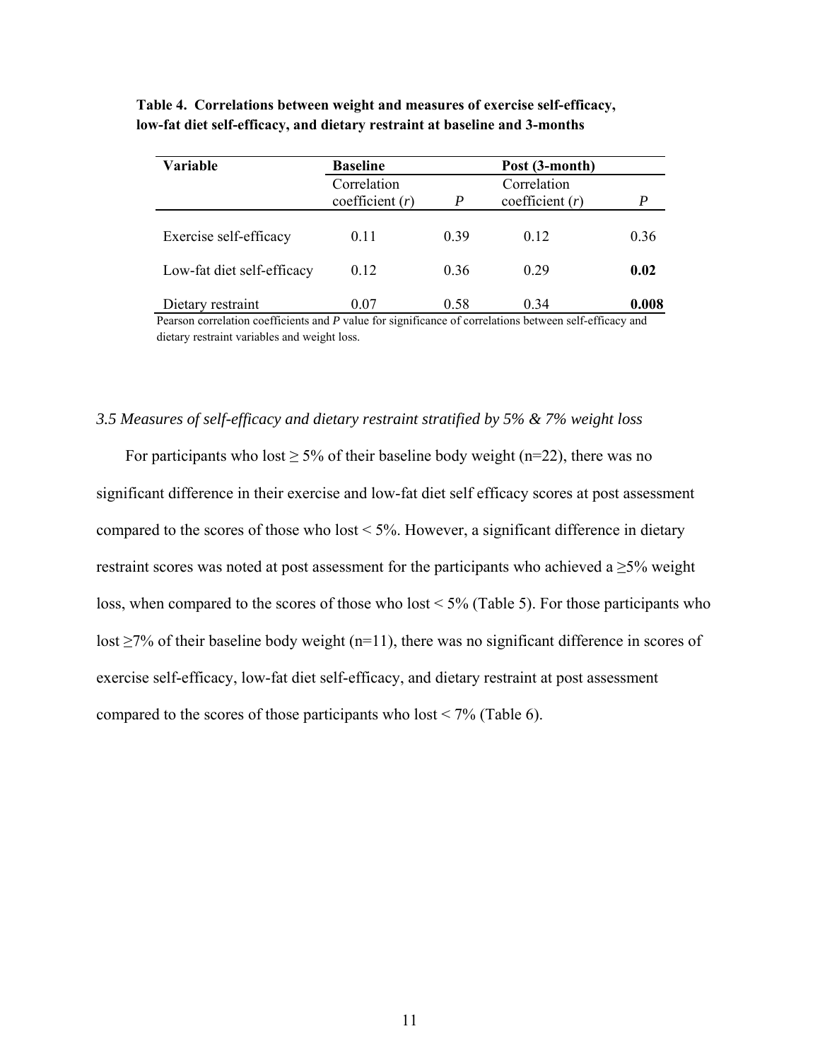**Table 4. Correlations between weight and measures of exercise self-efficacy, low-fat diet self-efficacy, and dietary restraint at baseline and 3-months**

| Variable | Baseline | | Post (3-month) | |
|---|---|---|---|---|
| | Correlation coefficient (*r*) | *P* | Correlation coefficient (*r*) | *P* |
| Exercise self-efficacy | 0.11 | 0.39 | 0.12 | 0.36 |
| Low-fat diet self-efficacy | 0.12 | 0.36 | 0.29 | **0.02** |
| Dietary restraint | 0.07 | 0.58 | 0.34 | **0.008** |

Pearson correlation coefficients and *P* value for significance of correlations between self-efficacy and dietary restraint variables and weight loss.

### *3.5 Measures of self-efficacy and dietary restraint stratified by 5% & 7% weight loss*

For participants who lost ≥ 5% of their baseline body weight (n=22), there was no significant difference in their exercise and low-fat diet self efficacy scores at post assessment compared to the scores of those who lost < 5%. However, a significant difference in dietary restraint scores was noted at post assessment for the participants who achieved a ≥5% weight loss, when compared to the scores of those who lost < 5% (Table 5). For those participants who lost ≥7% of their baseline body weight (n=11), there was no significant difference in scores of exercise self-efficacy, low-fat diet self-efficacy, and dietary restraint at post assessment compared to the scores of those participants who lost < 7% (Table 6).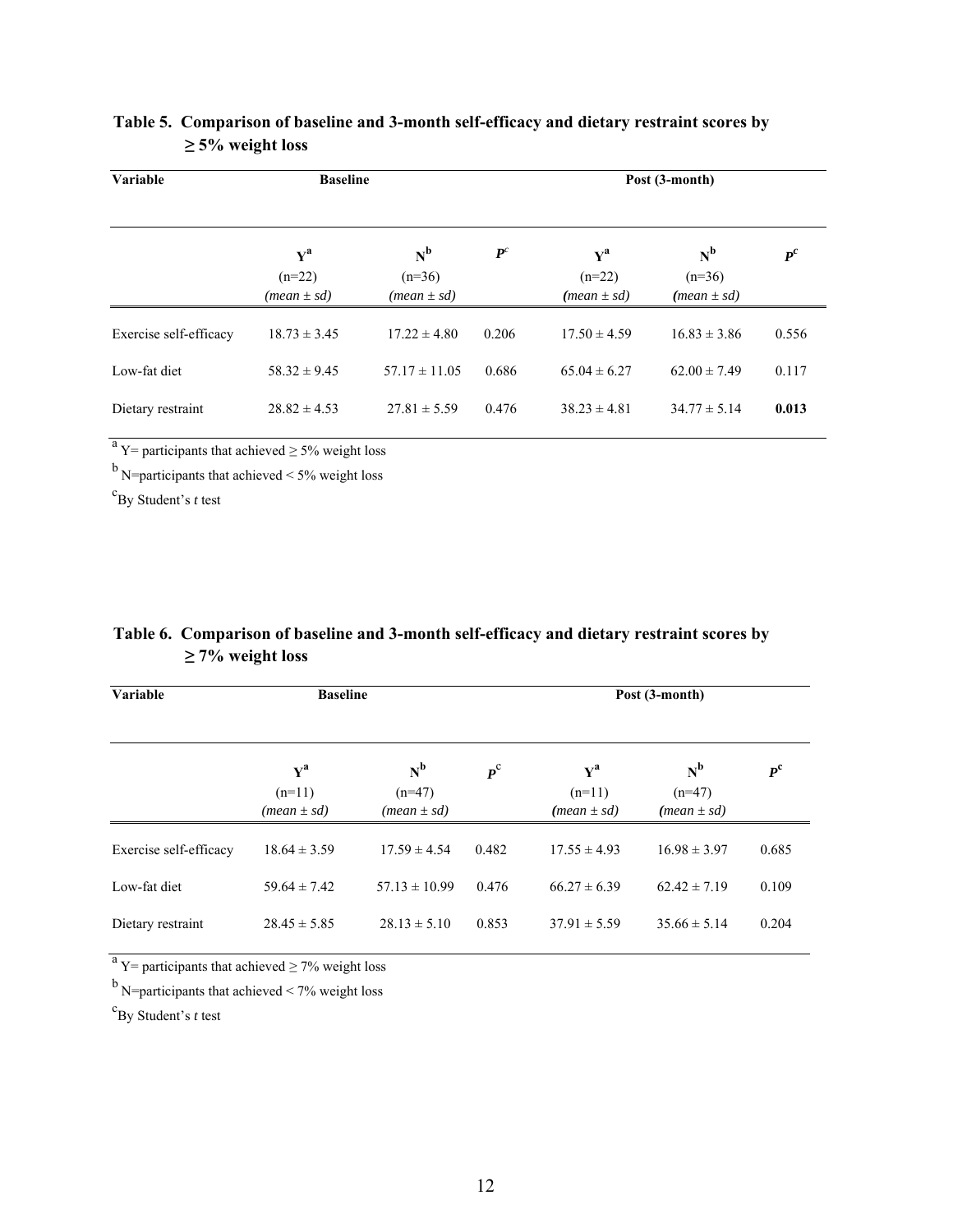**Table 5. Comparison of baseline and 3-month self-efficacy and dietary restraint scores by ≥ 5% weight loss**

| Variable | Baseline | | | Post (3-month) | | |
|---|---|---|---|---|---|---|
| | Y[a] (n=22) *(mean ± sd)* | N[b] (n=36) *(mean ± sd)* | ***P***[c] | Y[a] (n=22) *(mean ± sd)* | N[b] (n=36) *(mean ± sd)* | ***P***[c] |
| Exercise self-efficacy | 18.73 ± 3.45 | 17.22 ± 4.80 | 0.206 | 17.50 ± 4.59 | 16.83 ± 3.86 | 0.556 |
| Low-fat diet | 58.32 ± 9.45 | 57.17 ± 11.05 | 0.686 | 65.04 ± 6.27 | 62.00 ± 7.49 | 0.117 |
| Dietary restraint | 28.82 ± 4.53 | 27.81 ± 5.59 | 0.476 | 38.23 ± 4.81 | 34.77 ± 5.14 | **0.013** |

[a] Y= participants that achieved ≥ 5% weight loss

[b] N=participants that achieved < 5% weight loss

[c] By Student's *t* test

**Table 6. Comparison of baseline and 3-month self-efficacy and dietary restraint scores by ≥ 7% weight loss**

| Variable | Baseline | | | Post (3-month) | | |
|---|---|---|---|---|---|---|
| | Y[a] (n=11) *(mean ± sd)* | N[b] (n=47) *(mean ± sd)* | ***P***[c] | Y[a] (n=11) *(mean ± sd)* | N[b] (n=47) *(mean ± sd)* | ***P***[c] |
| Exercise self-efficacy | 18.64 ± 3.59 | 17.59 ± 4.54 | 0.482 | 17.55 ± 4.93 | 16.98 ± 3.97 | 0.685 |
| Low-fat diet | 59.64 ± 7.42 | 57.13 ± 10.99 | 0.476 | 66.27 ± 6.39 | 62.42 ± 7.19 | 0.109 |
| Dietary restraint | 28.45 ± 5.85 | 28.13 ± 5.10 | 0.853 | 37.91 ± 5.59 | 35.66 ± 5.14 | 0.204 |

[a] Y= participants that achieved ≥ 7% weight loss

[b] N=participants that achieved < 7% weight loss

[c] By Student's *t* test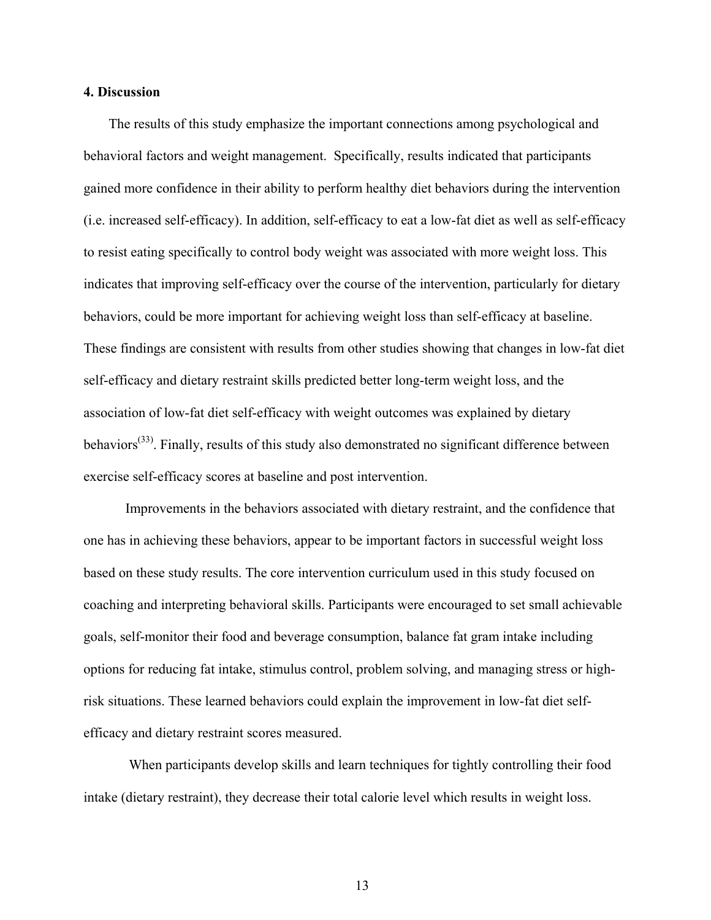## 4. Discussion

The results of this study emphasize the important connections among psychological and behavioral factors and weight management. Specifically, results indicated that participants gained more confidence in their ability to perform healthy diet behaviors during the intervention (i.e. increased self-efficacy). In addition, self-efficacy to eat a low-fat diet as well as self-efficacy to resist eating specifically to control body weight was associated with more weight loss. This indicates that improving self-efficacy over the course of the intervention, particularly for dietary behaviors, could be more important for achieving weight loss than self-efficacy at baseline. These findings are consistent with results from other studies showing that changes in low-fat diet self-efficacy and dietary restraint skills predicted better long-term weight loss, and the association of low-fat diet self-efficacy with weight outcomes was explained by dietary behaviors[(33)]. Finally, results of this study also demonstrated no significant difference between exercise self-efficacy scores at baseline and post intervention.

Improvements in the behaviors associated with dietary restraint, and the confidence that one has in achieving these behaviors, appear to be important factors in successful weight loss based on these study results. The core intervention curriculum used in this study focused on coaching and interpreting behavioral skills. Participants were encouraged to set small achievable goals, self-monitor their food and beverage consumption, balance fat gram intake including options for reducing fat intake, stimulus control, problem solving, and managing stress or high-risk situations. These learned behaviors could explain the improvement in low-fat diet self-efficacy and dietary restraint scores measured.

When participants develop skills and learn techniques for tightly controlling their food intake (dietary restraint), they decrease their total calorie level which results in weight loss.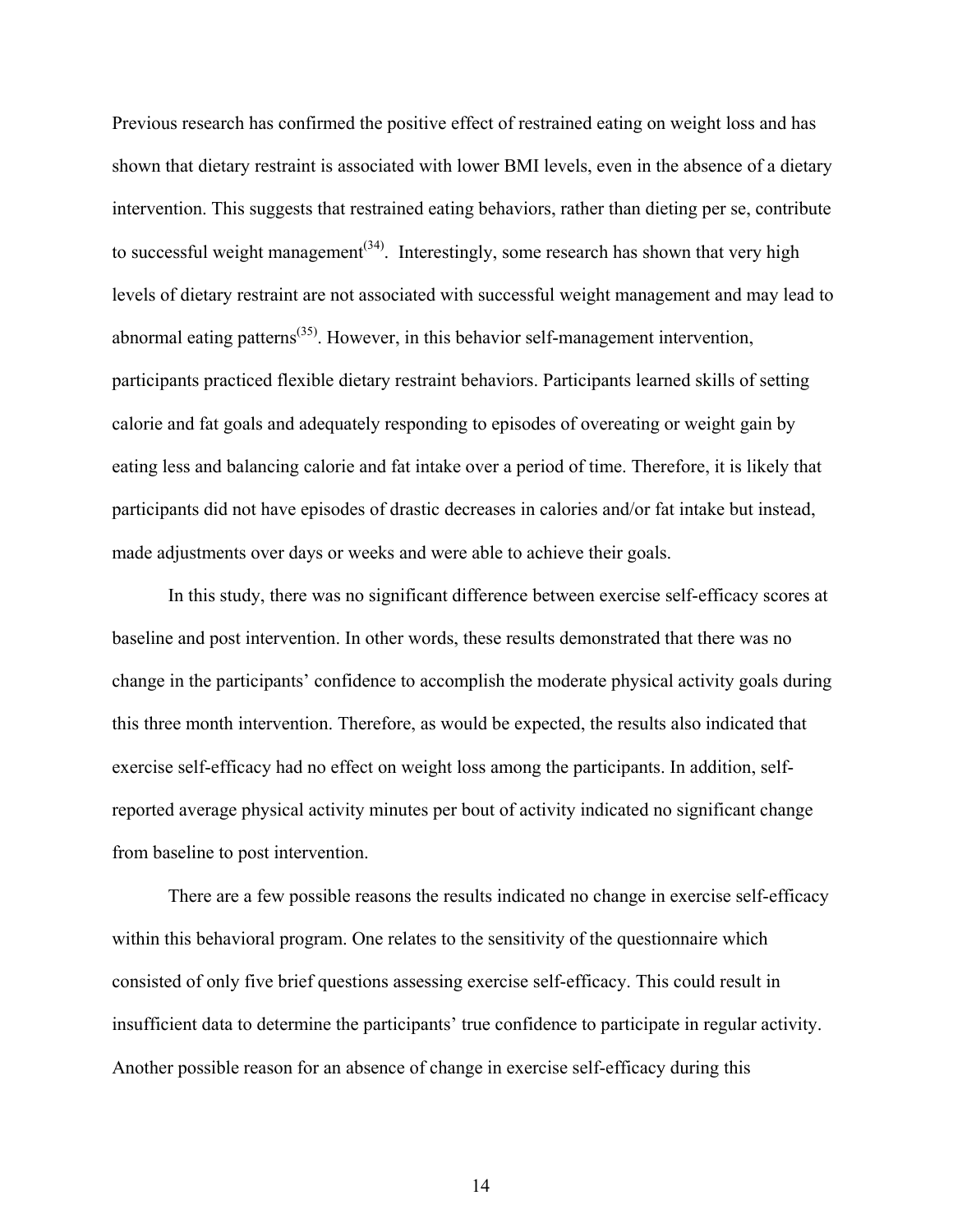Previous research has confirmed the positive effect of restrained eating on weight loss and has shown that dietary restraint is associated with lower BMI levels, even in the absence of a dietary intervention. This suggests that restrained eating behaviors, rather than dieting per se, contribute to successful weight management[34]. Interestingly, some research has shown that very high levels of dietary restraint are not associated with successful weight management and may lead to abnormal eating patterns[35]. However, in this behavior self-management intervention, participants practiced flexible dietary restraint behaviors. Participants learned skills of setting calorie and fat goals and adequately responding to episodes of overeating or weight gain by eating less and balancing calorie and fat intake over a period of time. Therefore, it is likely that participants did not have episodes of drastic decreases in calories and/or fat intake but instead, made adjustments over days or weeks and were able to achieve their goals.

In this study, there was no significant difference between exercise self-efficacy scores at baseline and post intervention. In other words, these results demonstrated that there was no change in the participants' confidence to accomplish the moderate physical activity goals during this three month intervention. Therefore, as would be expected, the results also indicated that exercise self-efficacy had no effect on weight loss among the participants. In addition, self-reported average physical activity minutes per bout of activity indicated no significant change from baseline to post intervention.

There are a few possible reasons the results indicated no change in exercise self-efficacy within this behavioral program. One relates to the sensitivity of the questionnaire which consisted of only five brief questions assessing exercise self-efficacy. This could result in insufficient data to determine the participants' true confidence to participate in regular activity. Another possible reason for an absence of change in exercise self-efficacy during this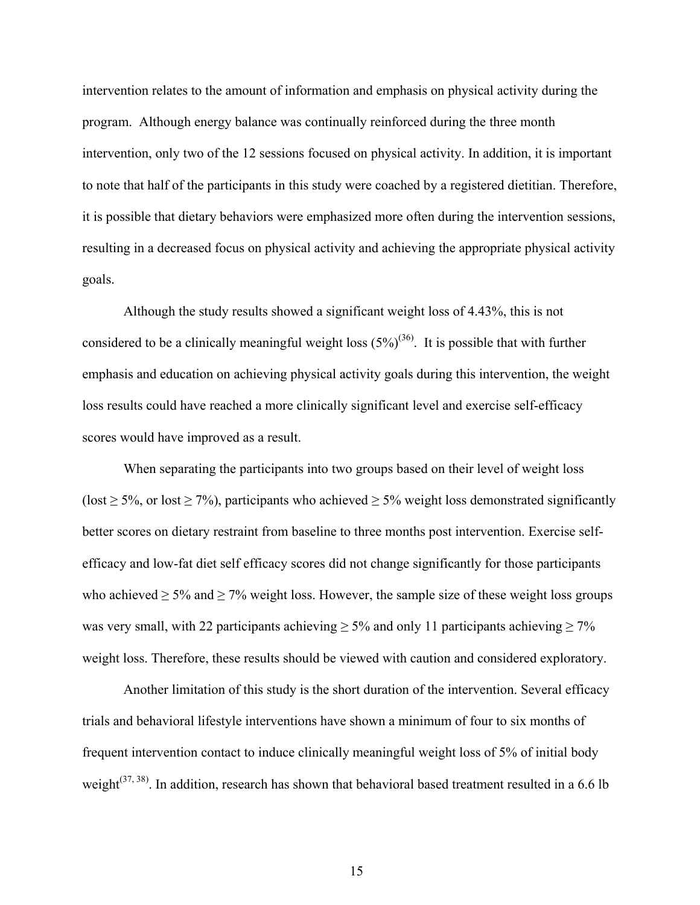intervention relates to the amount of information and emphasis on physical activity during the program. Although energy balance was continually reinforced during the three month intervention, only two of the 12 sessions focused on physical activity. In addition, it is important to note that half of the participants in this study were coached by a registered dietitian. Therefore, it is possible that dietary behaviors were emphasized more often during the intervention sessions, resulting in a decreased focus on physical activity and achieving the appropriate physical activity goals.

Although the study results showed a significant weight loss of 4.43%, this is not considered to be a clinically meaningful weight loss (5%)[36]. It is possible that with further emphasis and education on achieving physical activity goals during this intervention, the weight loss results could have reached a more clinically significant level and exercise self-efficacy scores would have improved as a result.

When separating the participants into two groups based on their level of weight loss (lost ≥ 5%, or lost ≥ 7%), participants who achieved ≥ 5% weight loss demonstrated significantly better scores on dietary restraint from baseline to three months post intervention. Exercise self-efficacy and low-fat diet self efficacy scores did not change significantly for those participants who achieved ≥ 5% and ≥ 7% weight loss. However, the sample size of these weight loss groups was very small, with 22 participants achieving ≥ 5% and only 11 participants achieving ≥ 7% weight loss. Therefore, these results should be viewed with caution and considered exploratory.

Another limitation of this study is the short duration of the intervention. Several efficacy trials and behavioral lifestyle interventions have shown a minimum of four to six months of frequent intervention contact to induce clinically meaningful weight loss of 5% of initial body weight[37, 38]. In addition, research has shown that behavioral based treatment resulted in a 6.6 lb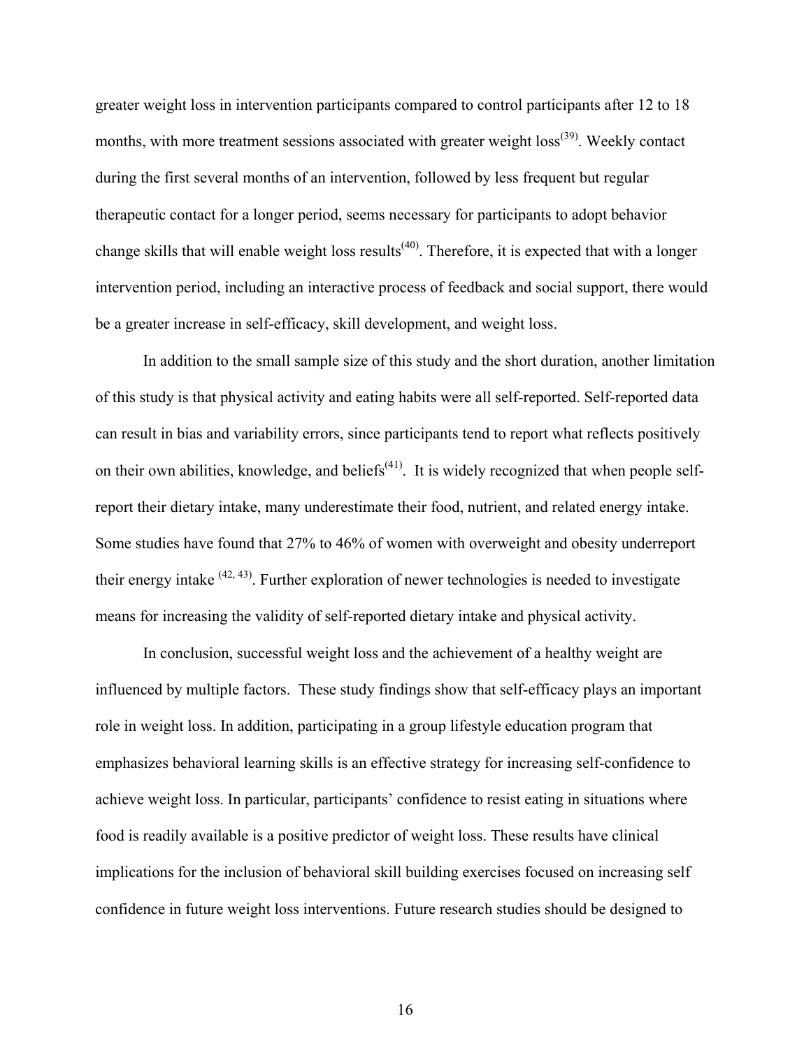greater weight loss in intervention participants compared to control participants after 12 to 18 months, with more treatment sessions associated with greater weight loss[39]. Weekly contact during the first several months of an intervention, followed by less frequent but regular therapeutic contact for a longer period, seems necessary for participants to adopt behavior change skills that will enable weight loss results[40]. Therefore, it is expected that with a longer intervention period, including an interactive process of feedback and social support, there would be a greater increase in self-efficacy, skill development, and weight loss.

In addition to the small sample size of this study and the short duration, another limitation of this study is that physical activity and eating habits were all self-reported. Self-reported data can result in bias and variability errors, since participants tend to report what reflects positively on their own abilities, knowledge, and beliefs[41]. It is widely recognized that when people self-report their dietary intake, many underestimate their food, nutrient, and related energy intake. Some studies have found that 27% to 46% of women with overweight and obesity underreport their energy intake [42, 43]. Further exploration of newer technologies is needed to investigate means for increasing the validity of self-reported dietary intake and physical activity.

In conclusion, successful weight loss and the achievement of a healthy weight are influenced by multiple factors. These study findings show that self-efficacy plays an important role in weight loss. In addition, participating in a group lifestyle education program that emphasizes behavioral learning skills is an effective strategy for increasing self-confidence to achieve weight loss. In particular, participants' confidence to resist eating in situations where food is readily available is a positive predictor of weight loss. These results have clinical implications for the inclusion of behavioral skill building exercises focused on increasing self confidence in future weight loss interventions. Future research studies should be designed to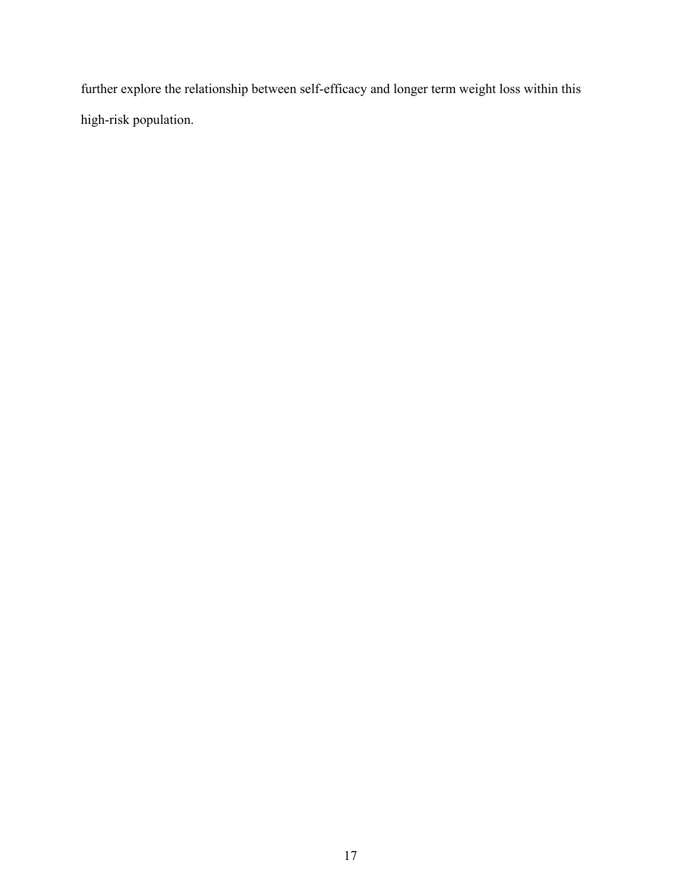further explore the relationship between self-efficacy and longer term weight loss within this high-risk population.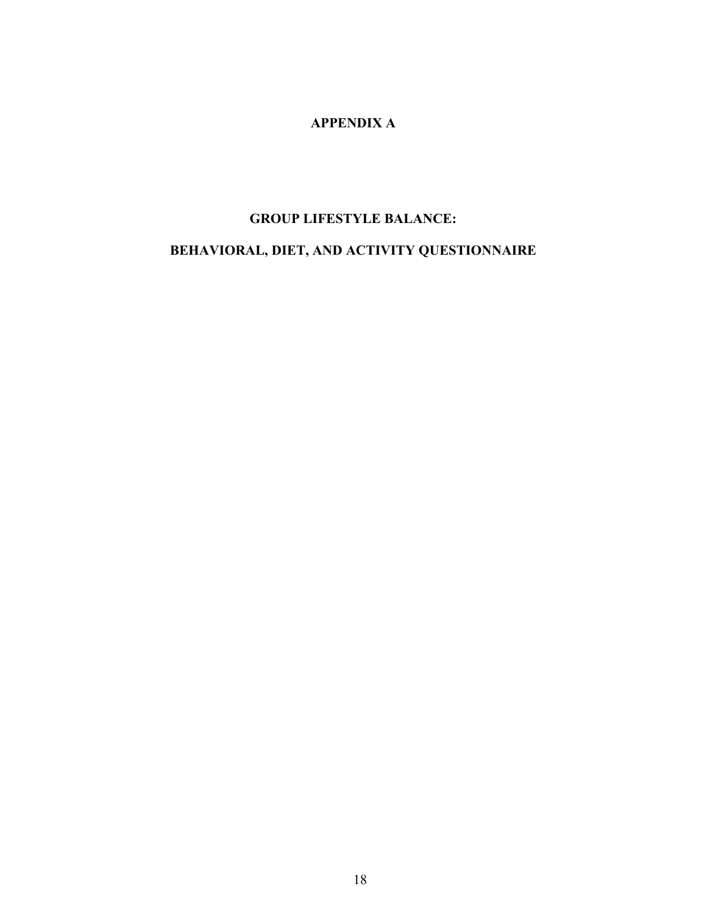# APPENDIX A

## GROUP LIFESTYLE BALANCE:

## BEHAVIORAL, DIET, AND ACTIVITY QUESTIONNAIRE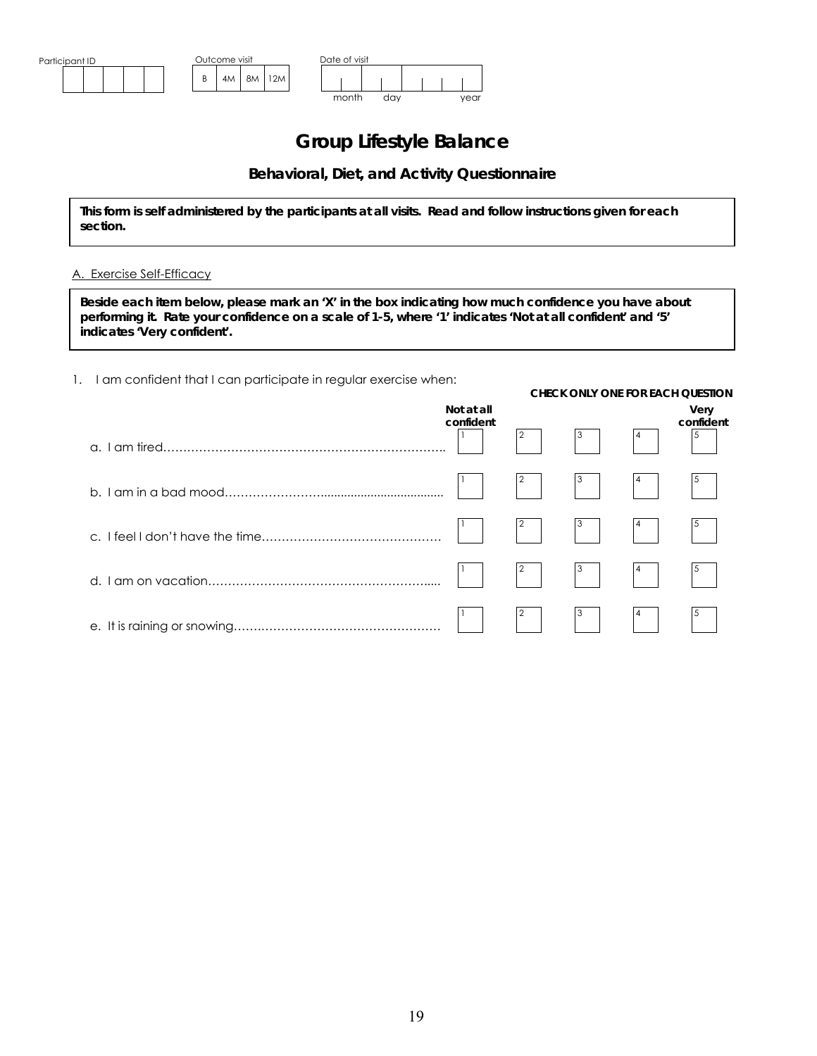| Participant ID | | | | | | Outcome visit | | | | | Date of visit | | |
|---|---|---|---|---|---|---|---|---|---|---|---|---|---|
| | | | | | | B | 4M | 8M | 12M | | month | day | year |

# Group Lifestyle Balance

## Behavioral, Diet, and Activity Questionnaire

**This form is self administered by the participants at all visits. Read and follow instructions given for each section.**

A. Exercise Self-Efficacy

**Beside each item below, please mark an 'X' in the box indicating how much confidence you have about performing it. Rate your confidence on a scale of 1-5, where '1' indicates 'Not at all confident' and '5' indicates 'Very confident'.**

1. I am confident that I can participate in regular exercise when:

**CHECK ONLY ONE FOR EACH QUESTION**

| | Not at all confident 1 | 2 | 3 | 4 | Very confident 5 |
|---|---|---|---|---|---|
| a. I am tired……………………………………………………………….. | 1 | 2 | 3 | 4 | 5 |
| b. I am in a bad mood………………….................................. | 1 | 2 | 3 | 4 | 5 |
| c. I feel I don't have the time………………………………………. | 1 | 2 | 3 | 4 | 5 |
| d. I am on vacation………………………………………………..... | 1 | 2 | 3 | 4 | 5 |
| e. It is raining or snowing…………………………………………… | 1 | 2 | 3 | 4 | 5 |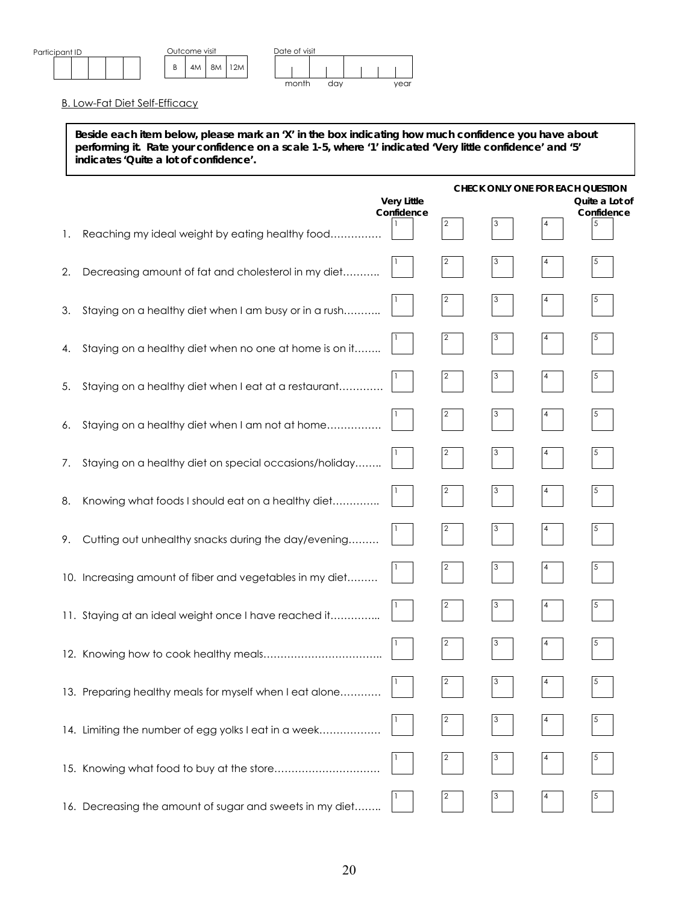Participant ID | | | | | |

Outcome visit: B | 4M | 8M | 12M

Date of visit: month | day | year

B. Low-Fat Diet Self-Efficacy

**Beside each item below, please mark an 'X' in the box indicating how much confidence you have about performing it. Rate your confidence on a scale 1-5, where '1' indicated 'Very little confidence' and '5' indicates 'Quite a lot of confidence'.**

**CHECK ONLY ONE FOR EACH QUESTION**

| | Very Little Confidence | | | | Quite a Lot of Confidence |
|---|---|---|---|---|---|
| 1. Reaching my ideal weight by eating healthy food…………… | 1 | 2 | 3 | 4 | 5 |
| 2. Decreasing amount of fat and cholesterol in my diet……….. | 1 | 2 | 3 | 4 | 5 |
| 3. Staying on a healthy diet when I am busy or in a rush……….. | 1 | 2 | 3 | 4 | 5 |
| 4. Staying on a healthy diet when no one at home is on it…….. | 1 | 2 | 3 | 4 | 5 |
| 5. Staying on a healthy diet when I eat at a restaurant………… | 1 | 2 | 3 | 4 | 5 |
| 6. Staying on a healthy diet when I am not at home……………. | 1 | 2 | 3 | 4 | 5 |
| 7. Staying on a healthy diet on special occasions/holiday…….. | 1 | 2 | 3 | 4 | 5 |
| 8. Knowing what foods I should eat on a healthy diet………….. | 1 | 2 | 3 | 4 | 5 |
| 9. Cutting out unhealthy snacks during the day/evening……… | 1 | 2 | 3 | 4 | 5 |
| 10. Increasing amount of fiber and vegetables in my diet……… | 1 | 2 | 3 | 4 | 5 |
| 11. Staying at an ideal weight once I have reached it………….. | 1 | 2 | 3 | 4 | 5 |
| 12. Knowing how to cook healthy meals…………………………….. | 1 | 2 | 3 | 4 | 5 |
| 13. Preparing healthy meals for myself when I eat alone………… | 1 | 2 | 3 | 4 | 5 |
| 14. Limiting the number of egg yolks I eat in a week……………… | 1 | 2 | 3 | 4 | 5 |
| 15. Knowing what food to buy at the store………………………… | 1 | 2 | 3 | 4 | 5 |
| 16. Decreasing the amount of sugar and sweets in my diet…….. | 1 | 2 | 3 | 4 | 5 |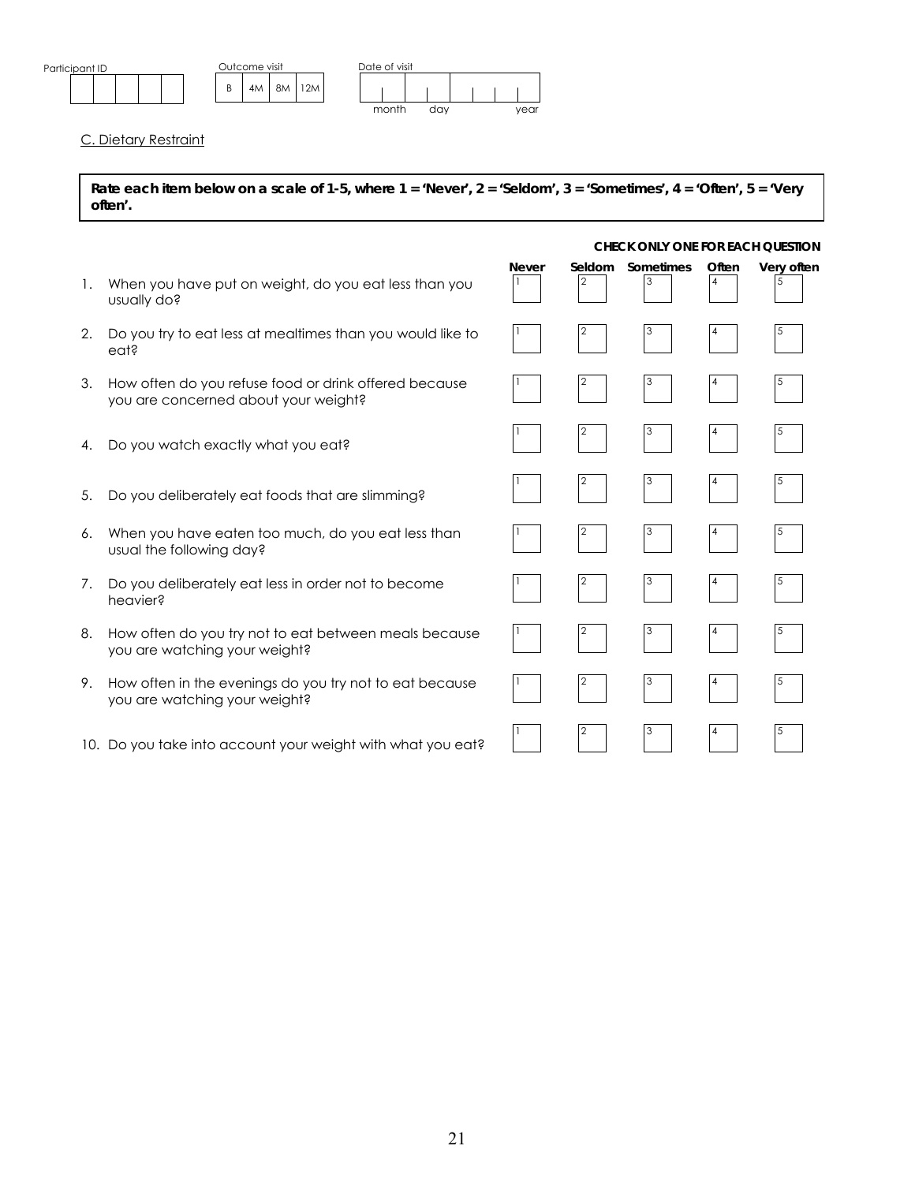| Participant ID | | | | | | Outcome visit | | | | | Date of visit | | |
|---|---|---|---|---|---|---|---|---|---|---|---|---|---|
| | | | | | | B | 4M | 8M | 12M | | month | day | year |

C. Dietary Restraint

**Rate each item below on a scale of 1-5, where 1 = 'Never', 2 = 'Seldom', 3 = 'Sometimes', 4 = 'Often', 5 = 'Very often'.**

**CHECK ONLY ONE FOR EACH QUESTION**

| | | Never | Seldom | Sometimes | Often | Very often |
|---|---|---|---|---|---|---|
| 1. | When you have put on weight, do you eat less than you usually do? | 1 | 2 | 3 | 4 | 5 |
| 2. | Do you try to eat less at mealtimes than you would like to eat? | 1 | 2 | 3 | 4 | 5 |
| 3. | How often do you refuse food or drink offered because you are concerned about your weight? | 1 | 2 | 3 | 4 | 5 |
| 4. | Do you watch exactly what you eat? | 1 | 2 | 3 | 4 | 5 |
| 5. | Do you deliberately eat foods that are slimming? | 1 | 2 | 3 | 4 | 5 |
| 6. | When you have eaten too much, do you eat less than usual the following day? | 1 | 2 | 3 | 4 | 5 |
| 7. | Do you deliberately eat less in order not to become heavier? | 1 | 2 | 3 | 4 | 5 |
| 8. | How often do you try not to eat between meals because you are watching your weight? | 1 | 2 | 3 | 4 | 5 |
| 9. | How often in the evenings do you try not to eat because you are watching your weight? | 1 | 2 | 3 | 4 | 5 |
| 10. | Do you take into account your weight with what you eat? | 1 | 2 | 3 | 4 | 5 |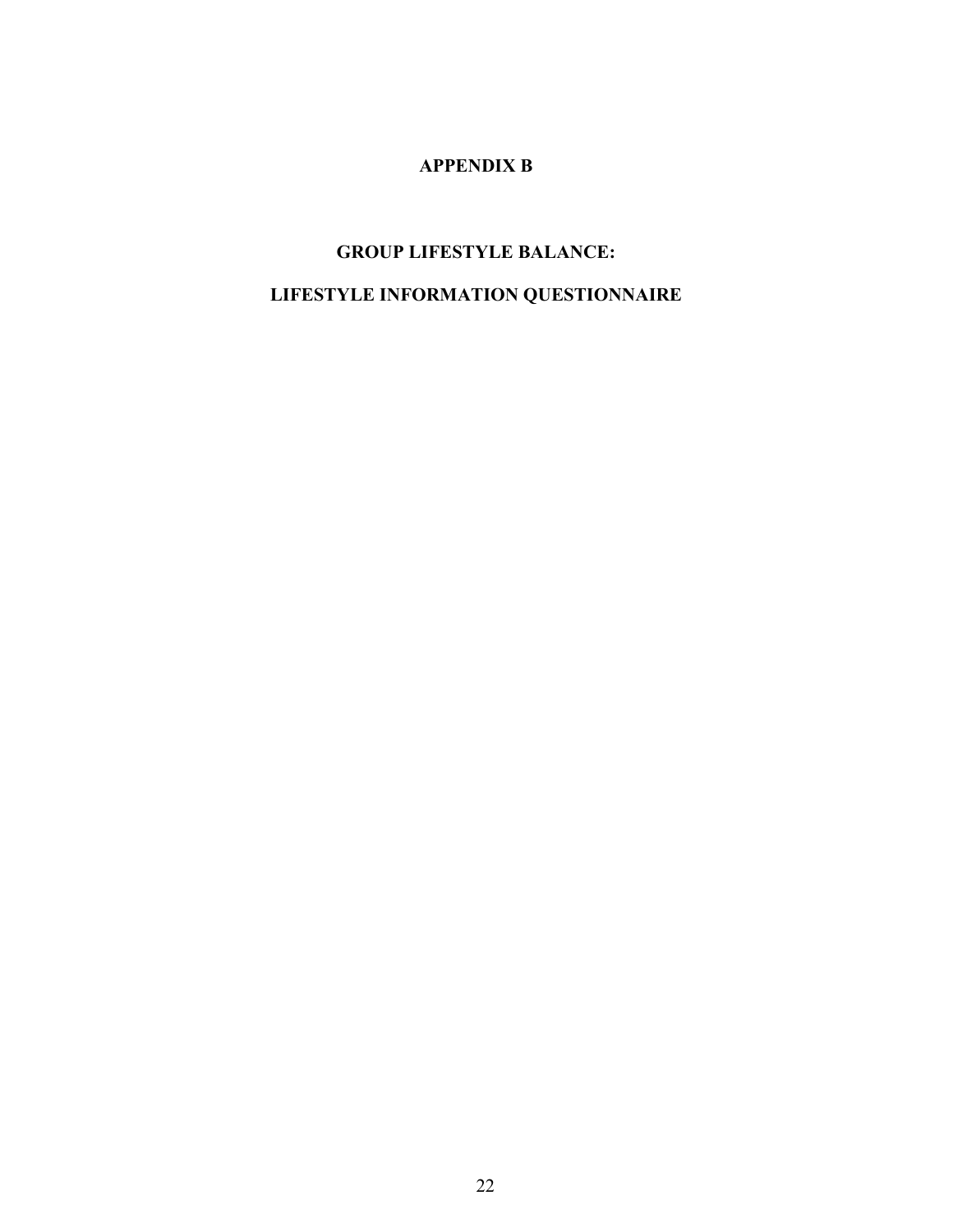# APPENDIX B

## GROUP LIFESTYLE BALANCE:

## LIFESTYLE INFORMATION QUESTIONNAIRE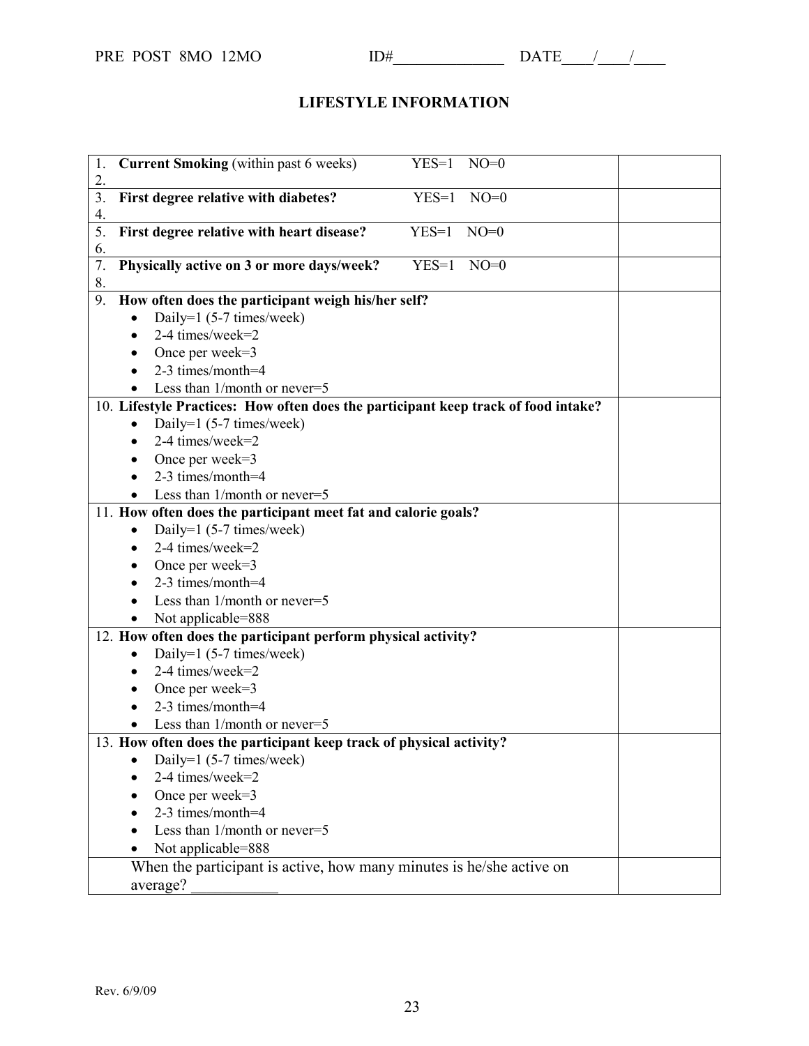PRE POST 8MO 12MO ID#______________ DATE____/____/____

## LIFESTYLE INFORMATION

| Item | |
|---|---|
| 1. **Current Smoking** (within past 6 weeks) YES=1 NO=0<br>2. | |
| 3. **First degree relative with diabetes?** YES=1 NO=0<br>4. | |
| 5. **First degree relative with heart disease?** YES=1 NO=0<br>6. | |
| 7. **Physically active on 3 or more days/week?** YES=1 NO=0<br>8. | |
| 9. **How often does the participant weigh his/her self?**<br>• Daily=1 (5-7 times/week)<br>• 2-4 times/week=2<br>• Once per week=3<br>• 2-3 times/month=4<br>• Less than 1/month or never=5 | |
| 10. **Lifestyle Practices: How often does the participant keep track of food intake?**<br>• Daily=1 (5-7 times/week)<br>• 2-4 times/week=2<br>• Once per week=3<br>• 2-3 times/month=4<br>• Less than 1/month or never=5 | |
| 11. **How often does the participant meet fat and calorie goals?**<br>• Daily=1 (5-7 times/week)<br>• 2-4 times/week=2<br>• Once per week=3<br>• 2-3 times/month=4<br>• Less than 1/month or never=5<br>• Not applicable=888 | |
| 12. **How often does the participant perform physical activity?**<br>• Daily=1 (5-7 times/week)<br>• 2-4 times/week=2<br>• Once per week=3<br>• 2-3 times/month=4<br>• Less than 1/month or never=5 | |
| 13. **How often does the participant keep track of physical activity?**<br>• Daily=1 (5-7 times/week)<br>• 2-4 times/week=2<br>• Once per week=3<br>• 2-3 times/month=4<br>• Less than 1/month or never=5<br>• Not applicable=888 | |
| When the participant is active, how many minutes is he/she active on average? ___________ | |

Rev. 6/9/09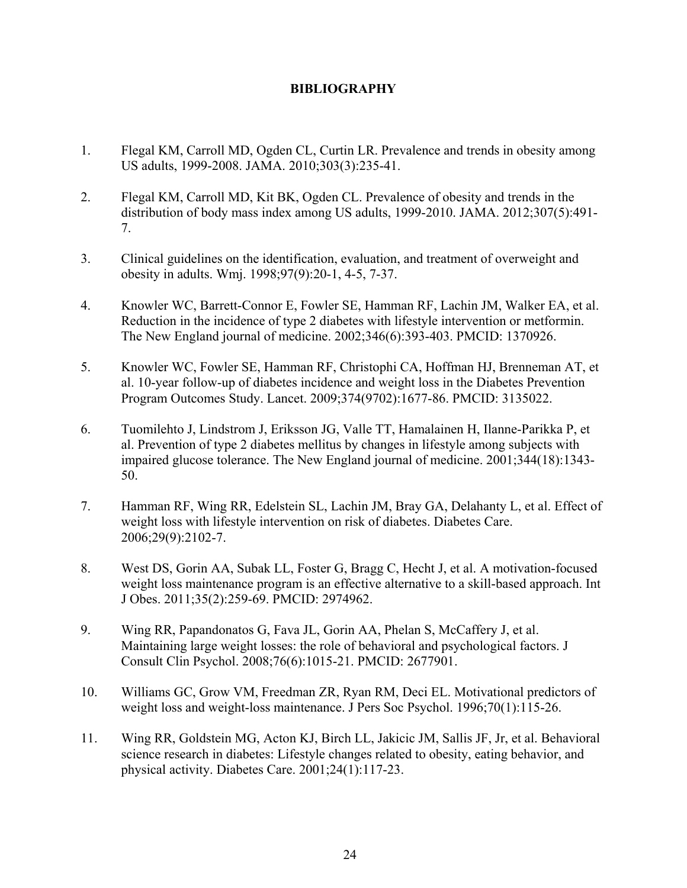# BIBLIOGRAPHY

1. Flegal KM, Carroll MD, Ogden CL, Curtin LR. Prevalence and trends in obesity among US adults, 1999-2008. JAMA. 2010;303(3):235-41.

2. Flegal KM, Carroll MD, Kit BK, Ogden CL. Prevalence of obesity and trends in the distribution of body mass index among US adults, 1999-2010. JAMA. 2012;307(5):491-7.

3. Clinical guidelines on the identification, evaluation, and treatment of overweight and obesity in adults. Wmj. 1998;97(9):20-1, 4-5, 7-37.

4. Knowler WC, Barrett-Connor E, Fowler SE, Hamman RF, Lachin JM, Walker EA, et al. Reduction in the incidence of type 2 diabetes with lifestyle intervention or metformin. The New England journal of medicine. 2002;346(6):393-403. PMCID: 1370926.

5. Knowler WC, Fowler SE, Hamman RF, Christophi CA, Hoffman HJ, Brenneman AT, et al. 10-year follow-up of diabetes incidence and weight loss in the Diabetes Prevention Program Outcomes Study. Lancet. 2009;374(9702):1677-86. PMCID: 3135022.

6. Tuomilehto J, Lindstrom J, Eriksson JG, Valle TT, Hamalainen H, Ilanne-Parikka P, et al. Prevention of type 2 diabetes mellitus by changes in lifestyle among subjects with impaired glucose tolerance. The New England journal of medicine. 2001;344(18):1343-50.

7. Hamman RF, Wing RR, Edelstein SL, Lachin JM, Bray GA, Delahanty L, et al. Effect of weight loss with lifestyle intervention on risk of diabetes. Diabetes Care. 2006;29(9):2102-7.

8. West DS, Gorin AA, Subak LL, Foster G, Bragg C, Hecht J, et al. A motivation-focused weight loss maintenance program is an effective alternative to a skill-based approach. Int J Obes. 2011;35(2):259-69. PMCID: 2974962.

9. Wing RR, Papandonatos G, Fava JL, Gorin AA, Phelan S, McCaffery J, et al. Maintaining large weight losses: the role of behavioral and psychological factors. J Consult Clin Psychol. 2008;76(6):1015-21. PMCID: 2677901.

10. Williams GC, Grow VM, Freedman ZR, Ryan RM, Deci EL. Motivational predictors of weight loss and weight-loss maintenance. J Pers Soc Psychol. 1996;70(1):115-26.

11. Wing RR, Goldstein MG, Acton KJ, Birch LL, Jakicic JM, Sallis JF, Jr, et al. Behavioral science research in diabetes: Lifestyle changes related to obesity, eating behavior, and physical activity. Diabetes Care. 2001;24(1):117-23.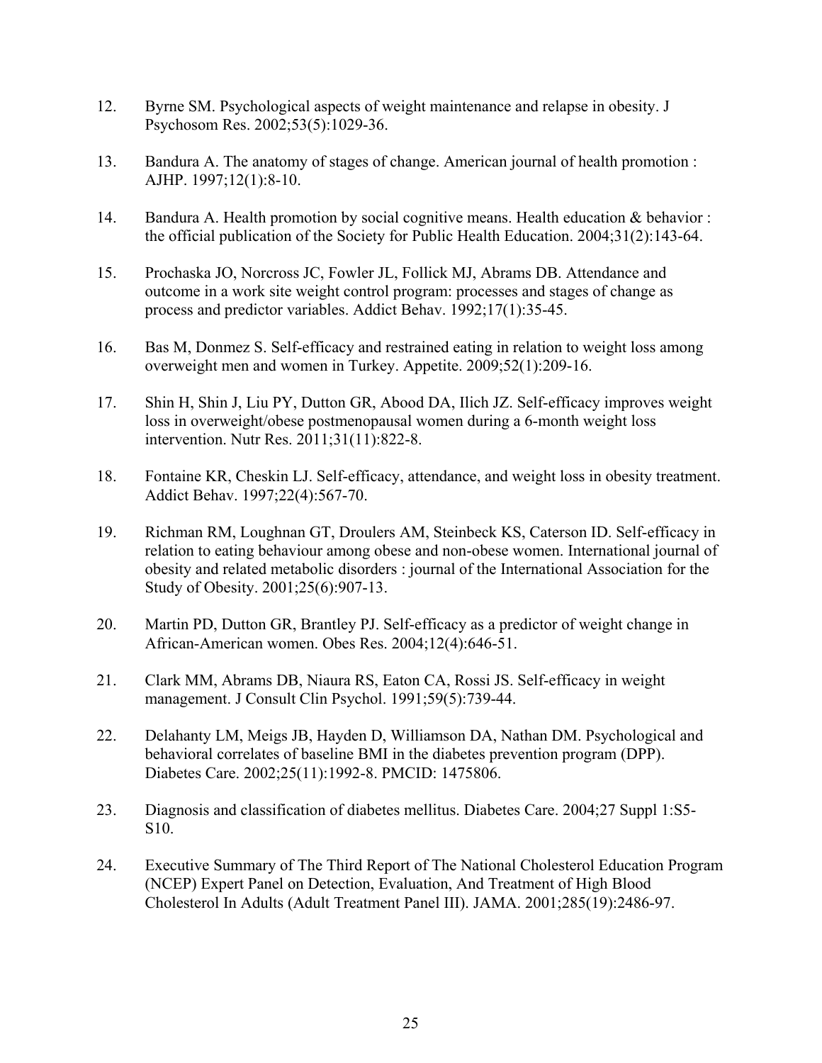12. Byrne SM. Psychological aspects of weight maintenance and relapse in obesity. J Psychosom Res. 2002;53(5):1029-36.

13. Bandura A. The anatomy of stages of change. American journal of health promotion : AJHP. 1997;12(1):8-10.

14. Bandura A. Health promotion by social cognitive means. Health education & behavior : the official publication of the Society for Public Health Education. 2004;31(2):143-64.

15. Prochaska JO, Norcross JC, Fowler JL, Follick MJ, Abrams DB. Attendance and outcome in a work site weight control program: processes and stages of change as process and predictor variables. Addict Behav. 1992;17(1):35-45.

16. Bas M, Donmez S. Self-efficacy and restrained eating in relation to weight loss among overweight men and women in Turkey. Appetite. 2009;52(1):209-16.

17. Shin H, Shin J, Liu PY, Dutton GR, Abood DA, Ilich JZ. Self-efficacy improves weight loss in overweight/obese postmenopausal women during a 6-month weight loss intervention. Nutr Res. 2011;31(11):822-8.

18. Fontaine KR, Cheskin LJ. Self-efficacy, attendance, and weight loss in obesity treatment. Addict Behav. 1997;22(4):567-70.

19. Richman RM, Loughnan GT, Droulers AM, Steinbeck KS, Caterson ID. Self-efficacy in relation to eating behaviour among obese and non-obese women. International journal of obesity and related metabolic disorders : journal of the International Association for the Study of Obesity. 2001;25(6):907-13.

20. Martin PD, Dutton GR, Brantley PJ. Self-efficacy as a predictor of weight change in African-American women. Obes Res. 2004;12(4):646-51.

21. Clark MM, Abrams DB, Niaura RS, Eaton CA, Rossi JS. Self-efficacy in weight management. J Consult Clin Psychol. 1991;59(5):739-44.

22. Delahanty LM, Meigs JB, Hayden D, Williamson DA, Nathan DM. Psychological and behavioral correlates of baseline BMI in the diabetes prevention program (DPP). Diabetes Care. 2002;25(11):1992-8. PMCID: 1475806.

23. Diagnosis and classification of diabetes mellitus. Diabetes Care. 2004;27 Suppl 1:S5-S10.

24. Executive Summary of The Third Report of The National Cholesterol Education Program (NCEP) Expert Panel on Detection, Evaluation, And Treatment of High Blood Cholesterol In Adults (Adult Treatment Panel III). JAMA. 2001;285(19):2486-97.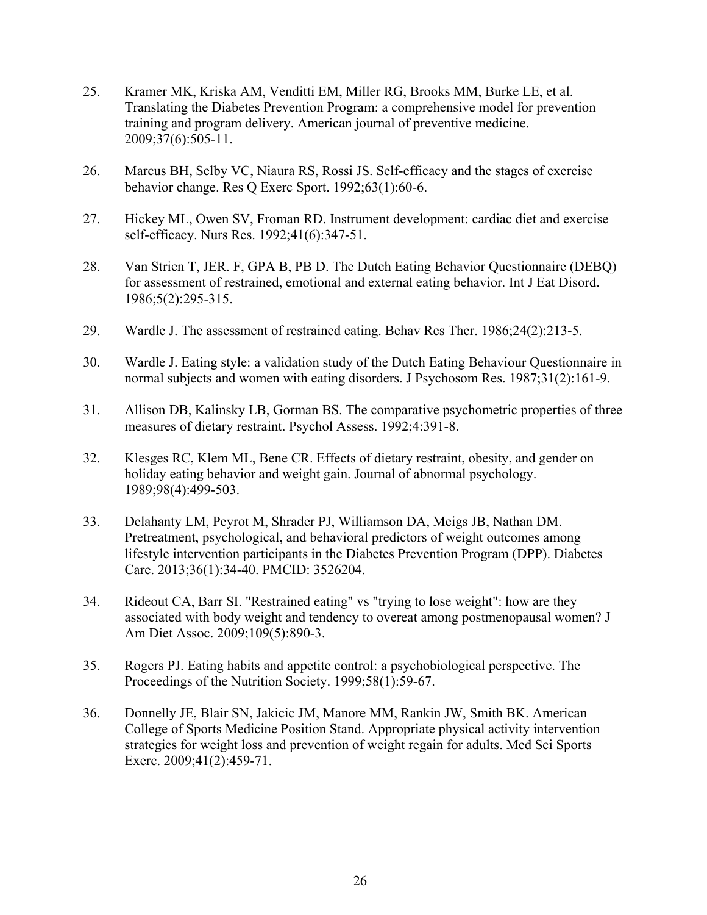25. Kramer MK, Kriska AM, Venditti EM, Miller RG, Brooks MM, Burke LE, et al. Translating the Diabetes Prevention Program: a comprehensive model for prevention training and program delivery. American journal of preventive medicine. 2009;37(6):505-11.

26. Marcus BH, Selby VC, Niaura RS, Rossi JS. Self-efficacy and the stages of exercise behavior change. Res Q Exerc Sport. 1992;63(1):60-6.

27. Hickey ML, Owen SV, Froman RD. Instrument development: cardiac diet and exercise self-efficacy. Nurs Res. 1992;41(6):347-51.

28. Van Strien T, JER. F, GPA B, PB D. The Dutch Eating Behavior Questionnaire (DEBQ) for assessment of restrained, emotional and external eating behavior. Int J Eat Disord. 1986;5(2):295-315.

29. Wardle J. The assessment of restrained eating. Behav Res Ther. 1986;24(2):213-5.

30. Wardle J. Eating style: a validation study of the Dutch Eating Behaviour Questionnaire in normal subjects and women with eating disorders. J Psychosom Res. 1987;31(2):161-9.

31. Allison DB, Kalinsky LB, Gorman BS. The comparative psychometric properties of three measures of dietary restraint. Psychol Assess. 1992;4:391-8.

32. Klesges RC, Klem ML, Bene CR. Effects of dietary restraint, obesity, and gender on holiday eating behavior and weight gain. Journal of abnormal psychology. 1989;98(4):499-503.

33. Delahanty LM, Peyrot M, Shrader PJ, Williamson DA, Meigs JB, Nathan DM. Pretreatment, psychological, and behavioral predictors of weight outcomes among lifestyle intervention participants in the Diabetes Prevention Program (DPP). Diabetes Care. 2013;36(1):34-40. PMCID: 3526204.

34. Rideout CA, Barr SI. "Restrained eating" vs "trying to lose weight": how are they associated with body weight and tendency to overeat among postmenopausal women? J Am Diet Assoc. 2009;109(5):890-3.

35. Rogers PJ. Eating habits and appetite control: a psychobiological perspective. The Proceedings of the Nutrition Society. 1999;58(1):59-67.

36. Donnelly JE, Blair SN, Jakicic JM, Manore MM, Rankin JW, Smith BK. American College of Sports Medicine Position Stand. Appropriate physical activity intervention strategies for weight loss and prevention of weight regain for adults. Med Sci Sports Exerc. 2009;41(2):459-71.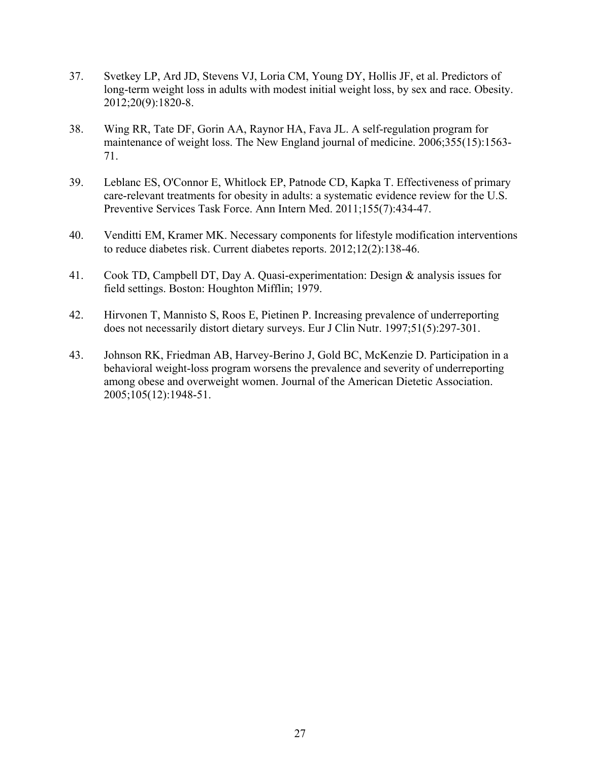37. Svetkey LP, Ard JD, Stevens VJ, Loria CM, Young DY, Hollis JF, et al. Predictors of long-term weight loss in adults with modest initial weight loss, by sex and race. Obesity. 2012;20(9):1820-8.

38. Wing RR, Tate DF, Gorin AA, Raynor HA, Fava JL. A self-regulation program for maintenance of weight loss. The New England journal of medicine. 2006;355(15):1563-71.

39. Leblanc ES, O'Connor E, Whitlock EP, Patnode CD, Kapka T. Effectiveness of primary care-relevant treatments for obesity in adults: a systematic evidence review for the U.S. Preventive Services Task Force. Ann Intern Med. 2011;155(7):434-47.

40. Venditti EM, Kramer MK. Necessary components for lifestyle modification interventions to reduce diabetes risk. Current diabetes reports. 2012;12(2):138-46.

41. Cook TD, Campbell DT, Day A. Quasi-experimentation: Design & analysis issues for field settings. Boston: Houghton Mifflin; 1979.

42. Hirvonen T, Mannisto S, Roos E, Pietinen P. Increasing prevalence of underreporting does not necessarily distort dietary surveys. Eur J Clin Nutr. 1997;51(5):297-301.

43. Johnson RK, Friedman AB, Harvey-Berino J, Gold BC, McKenzie D. Participation in a behavioral weight-loss program worsens the prevalence and severity of underreporting among obese and overweight women. Journal of the American Dietetic Association. 2005;105(12):1948-51.